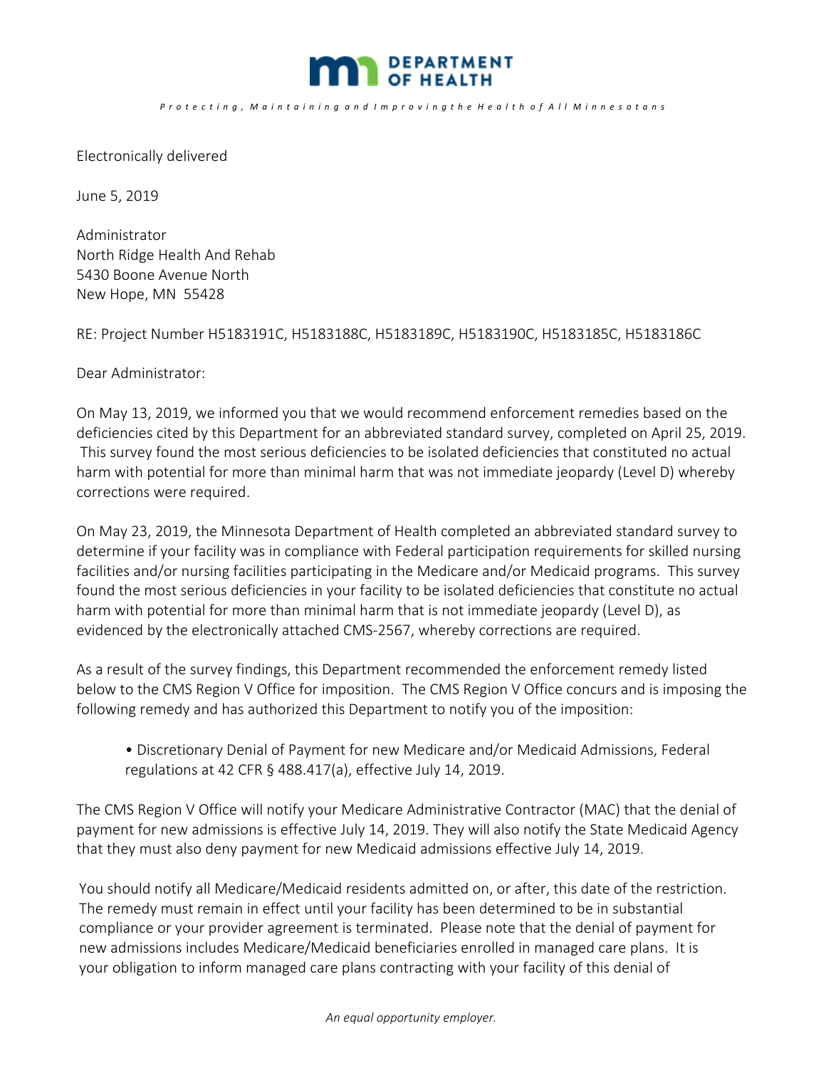DEPARTMENT OF HEALTH

*Protecting, Maintaining and Improving the Health of All Minnesotans*

Electronically delivered

June 5, 2019

Administrator
North Ridge Health And Rehab
5430 Boone Avenue North
New Hope, MN 55428

RE: Project Number H5183191C, H5183188C, H5183189C, H5183190C, H5183185C, H5183186C

Dear Administrator:

On May 13, 2019, we informed you that we would recommend enforcement remedies based on the deficiencies cited by this Department for an abbreviated standard survey, completed on April 25, 2019. This survey found the most serious deficiencies to be isolated deficiencies that constituted no actual harm with potential for more than minimal harm that was not immediate jeopardy (Level D) whereby corrections were required.

On May 23, 2019, the Minnesota Department of Health completed an abbreviated standard survey to determine if your facility was in compliance with Federal participation requirements for skilled nursing facilities and/or nursing facilities participating in the Medicare and/or Medicaid programs. This survey found the most serious deficiencies in your facility to be isolated deficiencies that constitute no actual harm with potential for more than minimal harm that is not immediate jeopardy (Level D), as evidenced by the electronically attached CMS-2567, whereby corrections are required.

As a result of the survey findings, this Department recommended the enforcement remedy listed below to the CMS Region V Office for imposition. The CMS Region V Office concurs and is imposing the following remedy and has authorized this Department to notify you of the imposition:

- Discretionary Denial of Payment for new Medicare and/or Medicaid Admissions, Federal regulations at 42 CFR § 488.417(a), effective July 14, 2019.

The CMS Region V Office will notify your Medicare Administrative Contractor (MAC) that the denial of payment for new admissions is effective July 14, 2019. They will also notify the State Medicaid Agency that they must also deny payment for new Medicaid admissions effective July 14, 2019.

You should notify all Medicare/Medicaid residents admitted on, or after, this date of the restriction. The remedy must remain in effect until your facility has been determined to be in substantial compliance or your provider agreement is terminated. Please note that the denial of payment for new admissions includes Medicare/Medicaid beneficiaries enrolled in managed care plans. It is your obligation to inform managed care plans contracting with your facility of this denial of

*An equal opportunity employer.*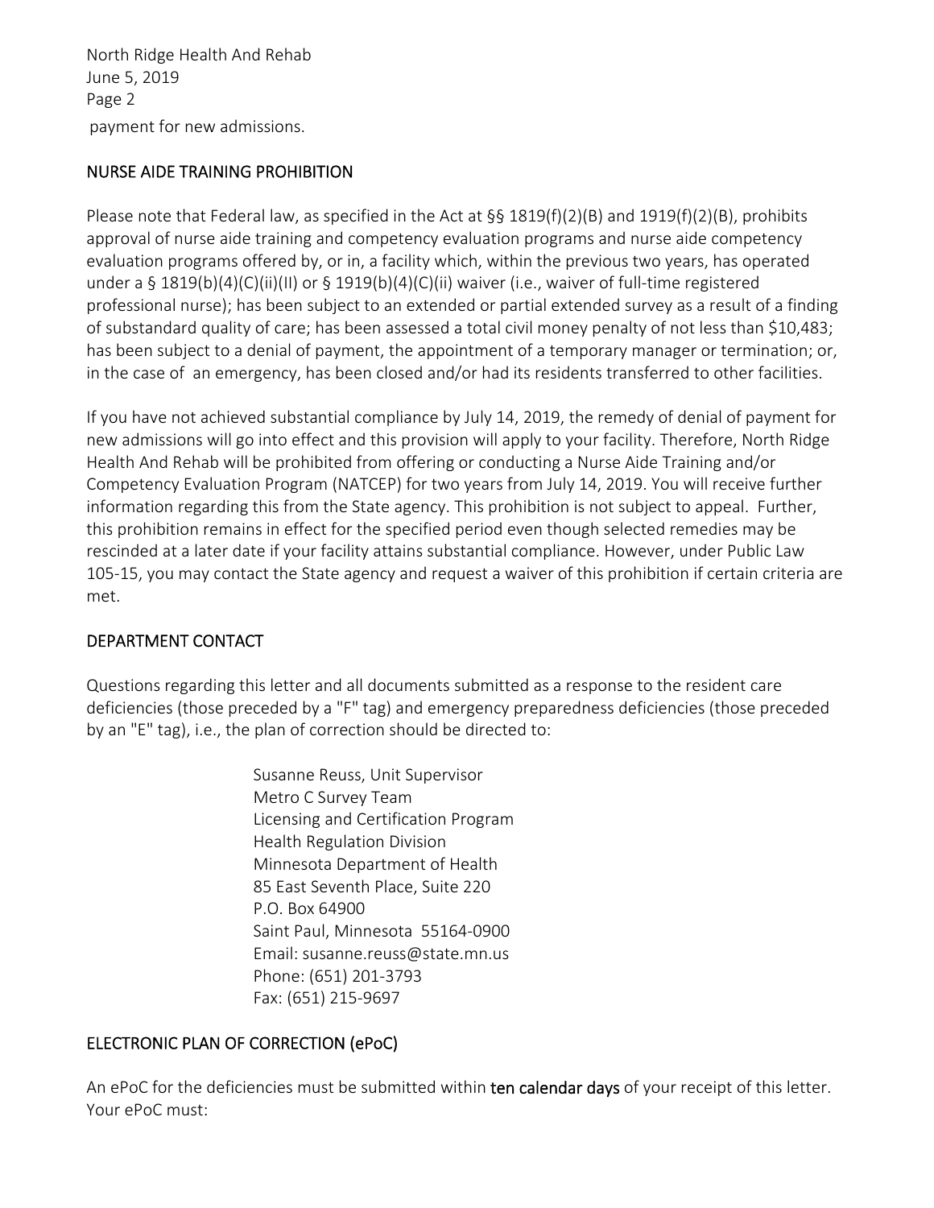payment for new admissions.

## NURSE AIDE TRAINING PROHIBITION

Please note that Federal law, as specified in the Act at §§ 1819(f)(2)(B) and 1919(f)(2)(B), prohibits approval of nurse aide training and competency evaluation programs and nurse aide competency evaluation programs offered by, or in, a facility which, within the previous two years, has operated under a § 1819(b)(4)(C)(ii)(II) or § 1919(b)(4)(C)(ii) waiver (i.e., waiver of full-time registered professional nurse); has been subject to an extended or partial extended survey as a result of a finding of substandard quality of care; has been assessed a total civil money penalty of not less than $10,483; has been subject to a denial of payment, the appointment of a temporary manager or termination; or, in the case of an emergency, has been closed and/or had its residents transferred to other facilities.

If you have not achieved substantial compliance by July 14, 2019, the remedy of denial of payment for new admissions will go into effect and this provision will apply to your facility. Therefore, North Ridge Health And Rehab will be prohibited from offering or conducting a Nurse Aide Training and/or Competency Evaluation Program (NATCEP) for two years from July 14, 2019. You will receive further information regarding this from the State agency. This prohibition is not subject to appeal. Further, this prohibition remains in effect for the specified period even though selected remedies may be rescinded at a later date if your facility attains substantial compliance. However, under Public Law 105-15, you may contact the State agency and request a waiver of this prohibition if certain criteria are met.

## DEPARTMENT CONTACT

Questions regarding this letter and all documents submitted as a response to the resident care deficiencies (those preceded by a "F" tag) and emergency preparedness deficiencies (those preceded by an "E" tag), i.e., the plan of correction should be directed to:

Susanne Reuss, Unit Supervisor
Metro C Survey Team
Licensing and Certification Program
Health Regulation Division
Minnesota Department of Health
85 East Seventh Place, Suite 220
P.O. Box 64900
Saint Paul, Minnesota 55164-0900
Email: susanne.reuss@state.mn.us
Phone: (651) 201-3793
Fax: (651) 215-9697

## ELECTRONIC PLAN OF CORRECTION (ePoC)

An ePoC for the deficiencies must be submitted within **ten calendar days** of your receipt of this letter. Your ePoC must: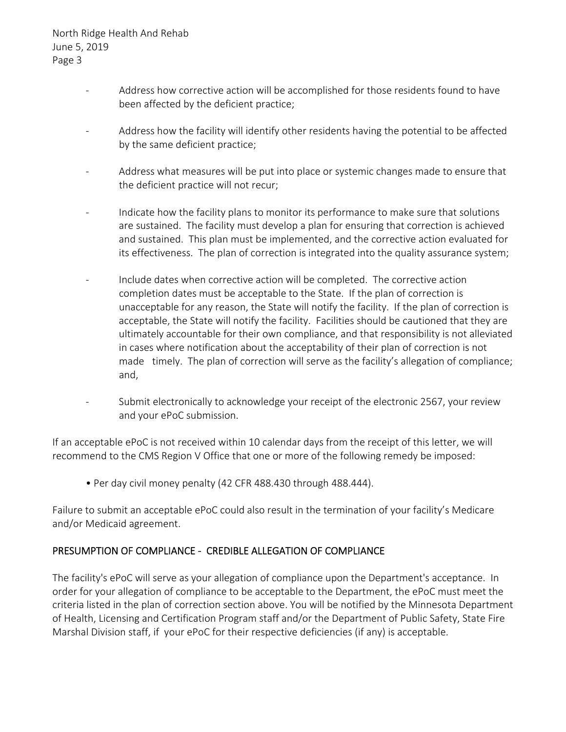- Address how corrective action will be accomplished for those residents found to have been affected by the deficient practice;

- Address how the facility will identify other residents having the potential to be affected by the same deficient practice;

- Address what measures will be put into place or systemic changes made to ensure that the deficient practice will not recur;

- Indicate how the facility plans to monitor its performance to make sure that solutions are sustained. The facility must develop a plan for ensuring that correction is achieved and sustained. This plan must be implemented, and the corrective action evaluated for its effectiveness. The plan of correction is integrated into the quality assurance system;

- Include dates when corrective action will be completed. The corrective action completion dates must be acceptable to the State. If the plan of correction is unacceptable for any reason, the State will notify the facility. If the plan of correction is acceptable, the State will notify the facility. Facilities should be cautioned that they are ultimately accountable for their own compliance, and that responsibility is not alleviated in cases where notification about the acceptability of their plan of correction is not made timely. The plan of correction will serve as the facility's allegation of compliance; and,

- Submit electronically to acknowledge your receipt of the electronic 2567, your review and your ePoC submission.

If an acceptable ePoC is not received within 10 calendar days from the receipt of this letter, we will recommend to the CMS Region V Office that one or more of the following remedy be imposed:

- Per day civil money penalty (42 CFR 488.430 through 488.444).

Failure to submit an acceptable ePoC could also result in the termination of your facility's Medicare and/or Medicaid agreement.

## PRESUMPTION OF COMPLIANCE - CREDIBLE ALLEGATION OF COMPLIANCE

The facility's ePoC will serve as your allegation of compliance upon the Department's acceptance. In order for your allegation of compliance to be acceptable to the Department, the ePoC must meet the criteria listed in the plan of correction section above. You will be notified by the Minnesota Department of Health, Licensing and Certification Program staff and/or the Department of Public Safety, State Fire Marshal Division staff, if your ePoC for their respective deficiencies (if any) is acceptable.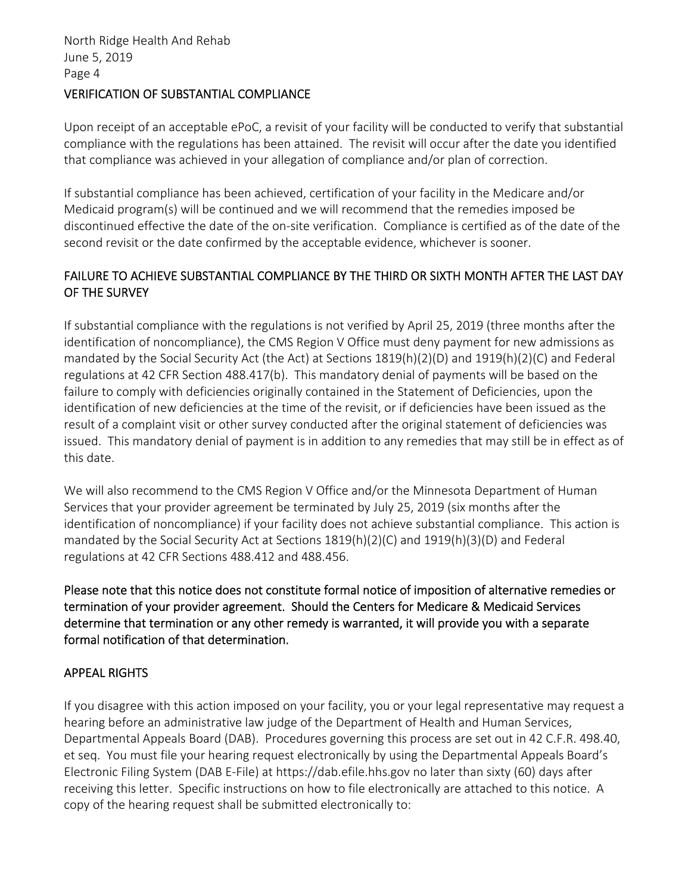## VERIFICATION OF SUBSTANTIAL COMPLIANCE

Upon receipt of an acceptable ePoC, a revisit of your facility will be conducted to verify that substantial compliance with the regulations has been attained. The revisit will occur after the date you identified that compliance was achieved in your allegation of compliance and/or plan of correction.

If substantial compliance has been achieved, certification of your facility in the Medicare and/or Medicaid program(s) will be continued and we will recommend that the remedies imposed be discontinued effective the date of the on-site verification. Compliance is certified as of the date of the second revisit or the date confirmed by the acceptable evidence, whichever is sooner.

## FAILURE TO ACHIEVE SUBSTANTIAL COMPLIANCE BY THE THIRD OR SIXTH MONTH AFTER THE LAST DAY OF THE SURVEY

If substantial compliance with the regulations is not verified by April 25, 2019 (three months after the identification of noncompliance), the CMS Region V Office must deny payment for new admissions as mandated by the Social Security Act (the Act) at Sections 1819(h)(2)(D) and 1919(h)(2)(C) and Federal regulations at 42 CFR Section 488.417(b). This mandatory denial of payments will be based on the failure to comply with deficiencies originally contained in the Statement of Deficiencies, upon the identification of new deficiencies at the time of the revisit, or if deficiencies have been issued as the result of a complaint visit or other survey conducted after the original statement of deficiencies was issued. This mandatory denial of payment is in addition to any remedies that may still be in effect as of this date.

We will also recommend to the CMS Region V Office and/or the Minnesota Department of Human Services that your provider agreement be terminated by July 25, 2019 (six months after the identification of noncompliance) if your facility does not achieve substantial compliance. This action is mandated by the Social Security Act at Sections 1819(h)(2)(C) and 1919(h)(3)(D) and Federal regulations at 42 CFR Sections 488.412 and 488.456.

**Please note that this notice does not constitute formal notice of imposition of alternative remedies or termination of your provider agreement. Should the Centers for Medicare & Medicaid Services determine that termination or any other remedy is warranted, it will provide you with a separate formal notification of that determination.**

## APPEAL RIGHTS

If you disagree with this action imposed on your facility, you or your legal representative may request a hearing before an administrative law judge of the Department of Health and Human Services, Departmental Appeals Board (DAB). Procedures governing this process are set out in 42 C.F.R. 498.40, et seq. You must file your hearing request electronically by using the Departmental Appeals Board's Electronic Filing System (DAB E-File) at https://dab.efile.hhs.gov no later than sixty (60) days after receiving this letter. Specific instructions on how to file electronically are attached to this notice. A copy of the hearing request shall be submitted electronically to: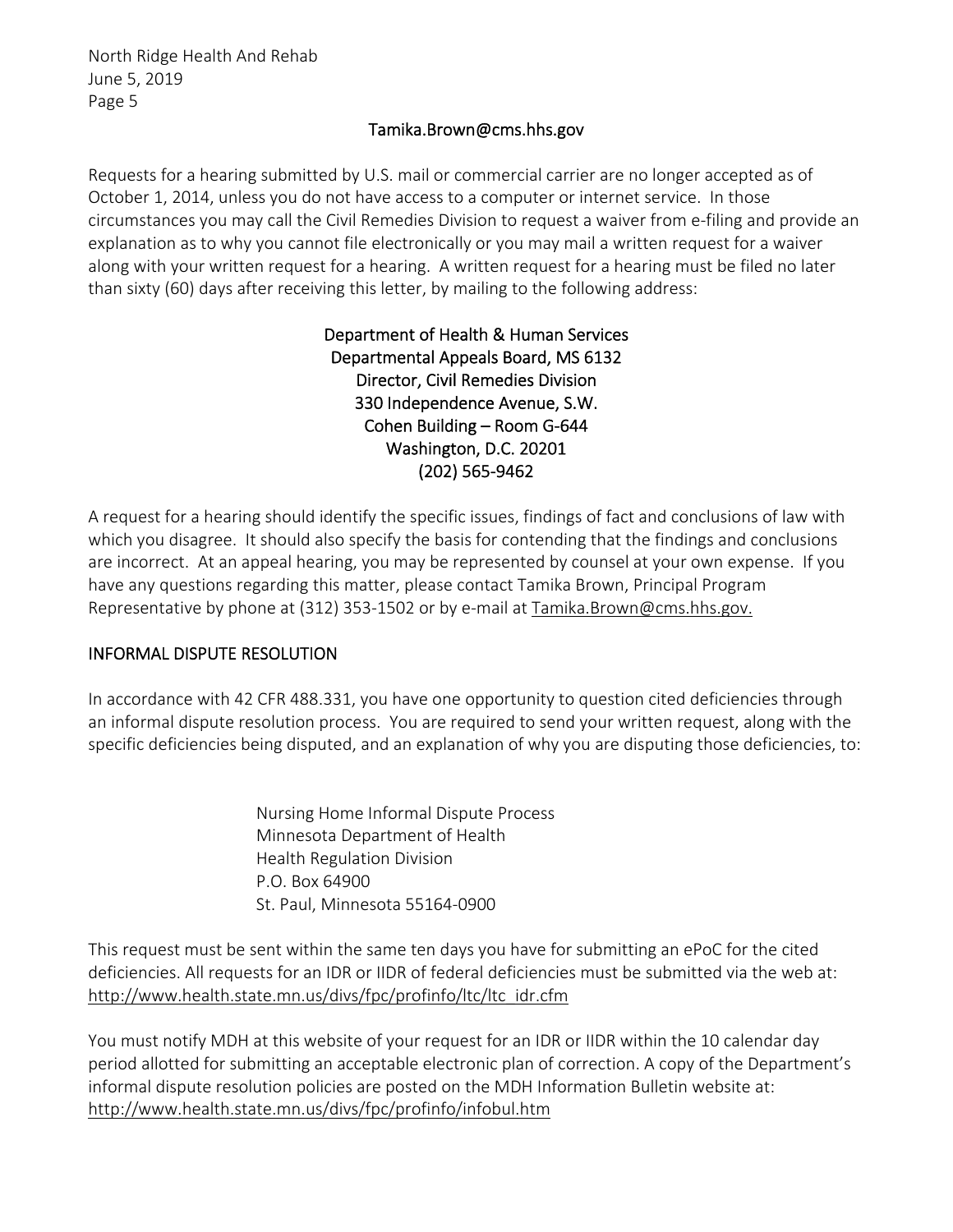Tamika.Brown@cms.hhs.gov

Requests for a hearing submitted by U.S. mail or commercial carrier are no longer accepted as of October 1, 2014, unless you do not have access to a computer or internet service. In those circumstances you may call the Civil Remedies Division to request a waiver from e-filing and provide an explanation as to why you cannot file electronically or you may mail a written request for a waiver along with your written request for a hearing. A written request for a hearing must be filed no later than sixty (60) days after receiving this letter, by mailing to the following address:

Department of Health & Human Services
Departmental Appeals Board, MS 6132
Director, Civil Remedies Division
330 Independence Avenue, S.W.
Cohen Building – Room G-644
Washington, D.C. 20201
(202) 565-9462

A request for a hearing should identify the specific issues, findings of fact and conclusions of law with which you disagree. It should also specify the basis for contending that the findings and conclusions are incorrect. At an appeal hearing, you may be represented by counsel at your own expense. If you have any questions regarding this matter, please contact Tamika Brown, Principal Program Representative by phone at (312) 353-1502 or by e-mail at Tamika.Brown@cms.hhs.gov.

## INFORMAL DISPUTE RESOLUTION

In accordance with 42 CFR 488.331, you have one opportunity to question cited deficiencies through an informal dispute resolution process. You are required to send your written request, along with the specific deficiencies being disputed, and an explanation of why you are disputing those deficiencies, to:

Nursing Home Informal Dispute Process
Minnesota Department of Health
Health Regulation Division
P.O. Box 64900
St. Paul, Minnesota 55164-0900

This request must be sent within the same ten days you have for submitting an ePoC for the cited deficiencies. All requests for an IDR or IIDR of federal deficiencies must be submitted via the web at: http://www.health.state.mn.us/divs/fpc/profinfo/ltc/ltc_idr.cfm

You must notify MDH at this website of your request for an IDR or IIDR within the 10 calendar day period allotted for submitting an acceptable electronic plan of correction. A copy of the Department's informal dispute resolution policies are posted on the MDH Information Bulletin website at: http://www.health.state.mn.us/divs/fpc/profinfo/infobul.htm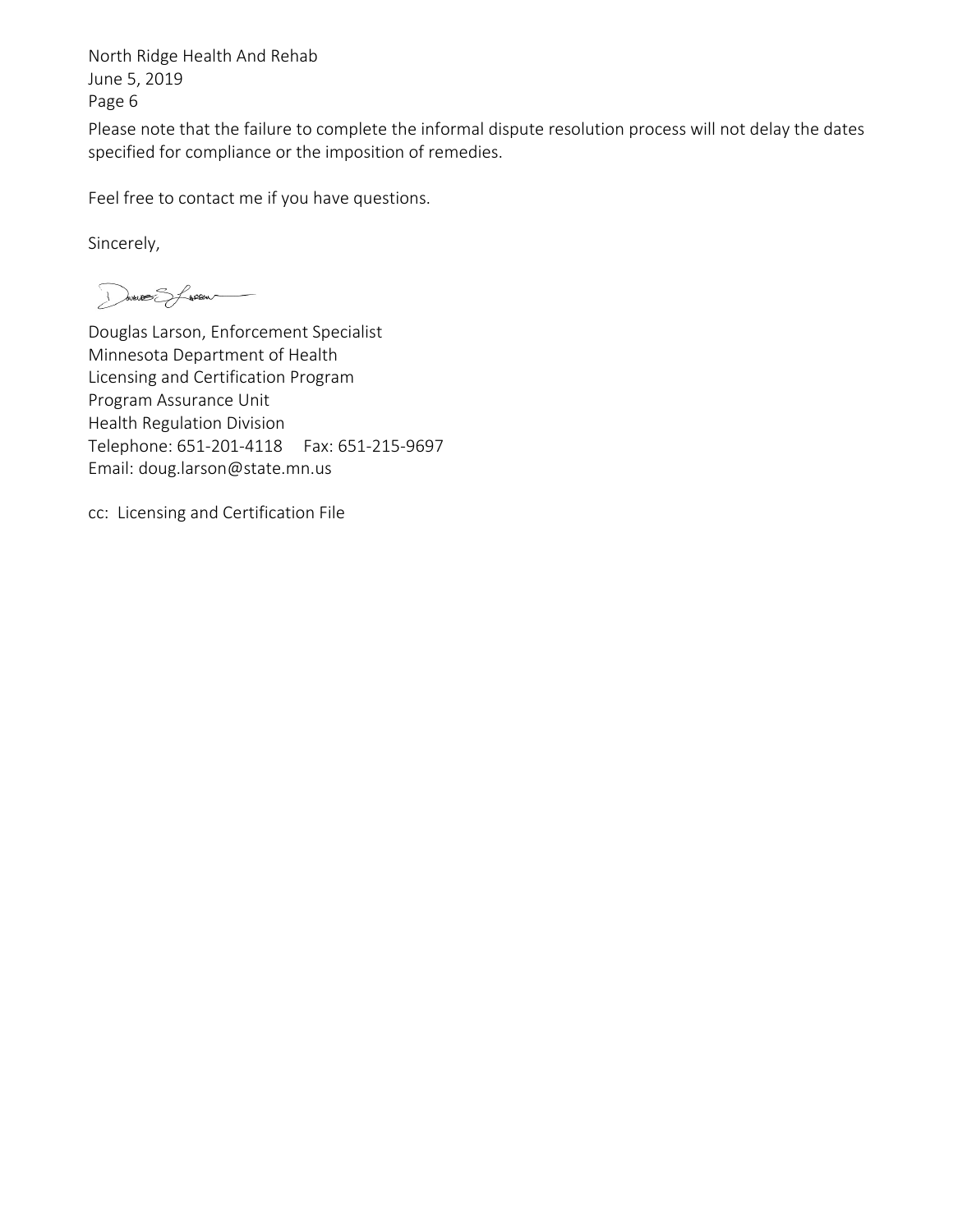Please note that the failure to complete the informal dispute resolution process will not delay the dates specified for compliance or the imposition of remedies.

Feel free to contact me if you have questions.

Sincerely,

Douglas Larson, Enforcement Specialist
Minnesota Department of Health
Licensing and Certification Program
Program Assurance Unit
Health Regulation Division
Telephone: 651-201-4118 Fax: 651-215-9697
Email: doug.larson@state.mn.us

cc: Licensing and Certification File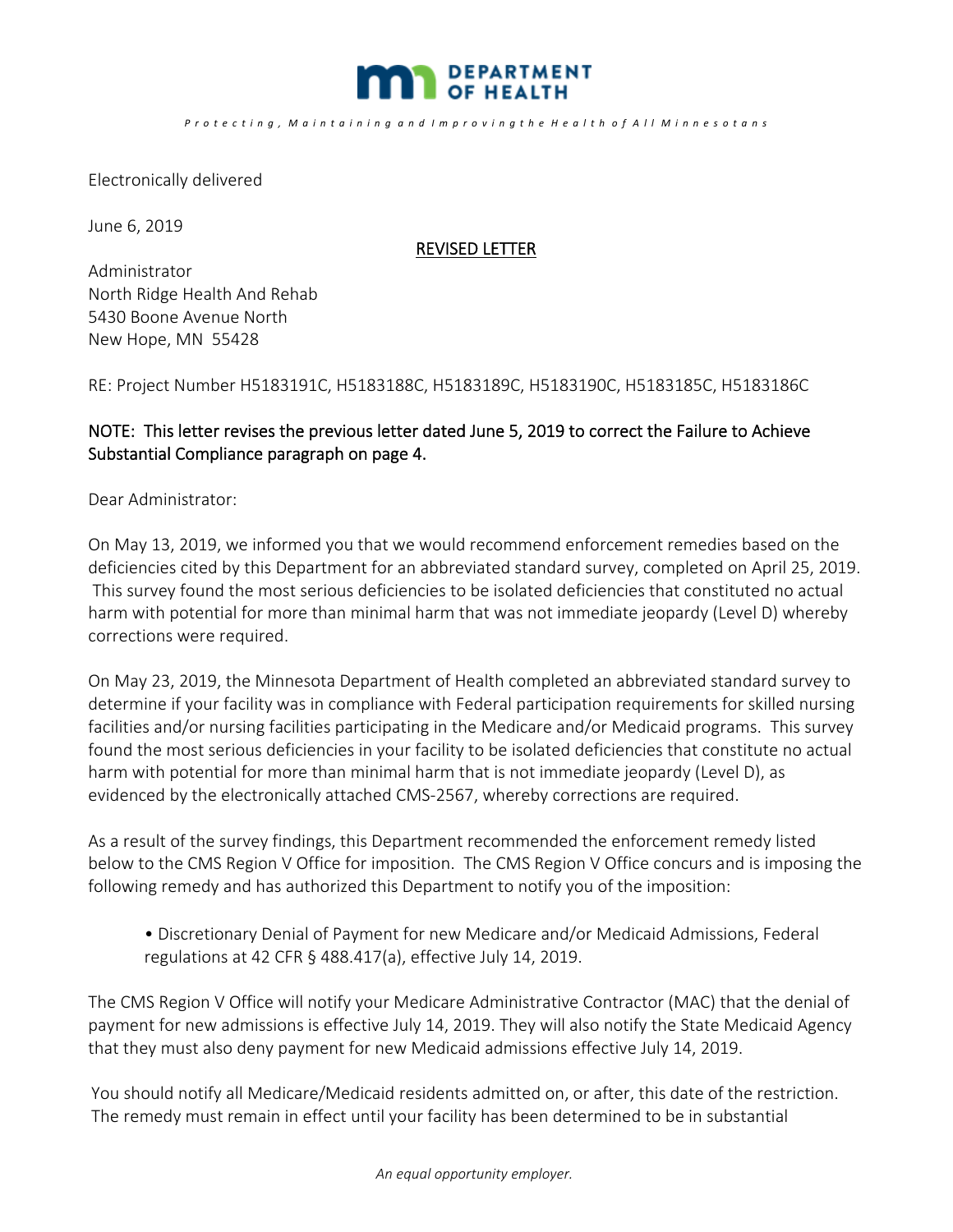DEPARTMENT OF HEALTH

*Protecting, Maintaining and Improving the Health of All Minnesotans*

Electronically delivered

June 6, 2019

REVISED LETTER

Administrator
North Ridge Health And Rehab
5430 Boone Avenue North
New Hope, MN 55428

RE: Project Number H5183191C, H5183188C, H5183189C, H5183190C, H5183185C, H5183186C

NOTE: This letter revises the previous letter dated June 5, 2019 to correct the Failure to Achieve Substantial Compliance paragraph on page 4.

Dear Administrator:

On May 13, 2019, we informed you that we would recommend enforcement remedies based on the deficiencies cited by this Department for an abbreviated standard survey, completed on April 25, 2019. This survey found the most serious deficiencies to be isolated deficiencies that constituted no actual harm with potential for more than minimal harm that was not immediate jeopardy (Level D) whereby corrections were required.

On May 23, 2019, the Minnesota Department of Health completed an abbreviated standard survey to determine if your facility was in compliance with Federal participation requirements for skilled nursing facilities and/or nursing facilities participating in the Medicare and/or Medicaid programs. This survey found the most serious deficiencies in your facility to be isolated deficiencies that constitute no actual harm with potential for more than minimal harm that is not immediate jeopardy (Level D), as evidenced by the electronically attached CMS-2567, whereby corrections are required.

As a result of the survey findings, this Department recommended the enforcement remedy listed below to the CMS Region V Office for imposition. The CMS Region V Office concurs and is imposing the following remedy and has authorized this Department to notify you of the imposition:

- Discretionary Denial of Payment for new Medicare and/or Medicaid Admissions, Federal regulations at 42 CFR § 488.417(a), effective July 14, 2019.

The CMS Region V Office will notify your Medicare Administrative Contractor (MAC) that the denial of payment for new admissions is effective July 14, 2019. They will also notify the State Medicaid Agency that they must also deny payment for new Medicaid admissions effective July 14, 2019.

You should notify all Medicare/Medicaid residents admitted on, or after, this date of the restriction. The remedy must remain in effect until your facility has been determined to be in substantial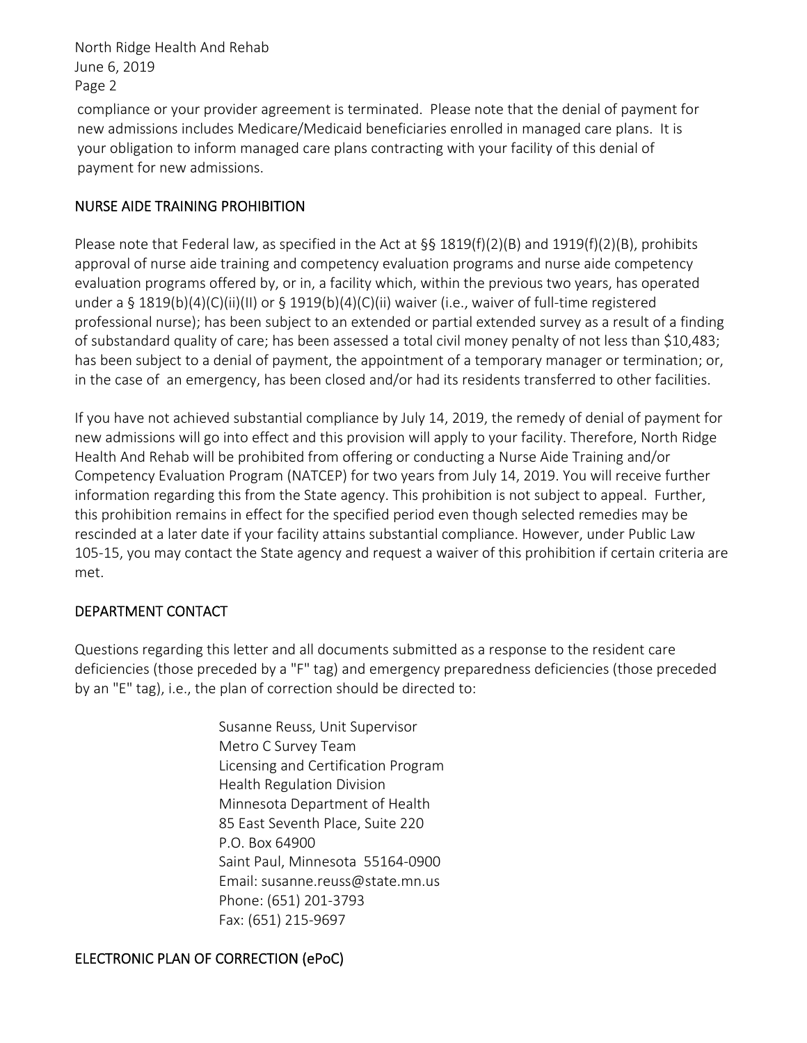compliance or your provider agreement is terminated. Please note that the denial of payment for new admissions includes Medicare/Medicaid beneficiaries enrolled in managed care plans. It is your obligation to inform managed care plans contracting with your facility of this denial of payment for new admissions.

## NURSE AIDE TRAINING PROHIBITION

Please note that Federal law, as specified in the Act at §§ 1819(f)(2)(B) and 1919(f)(2)(B), prohibits approval of nurse aide training and competency evaluation programs and nurse aide competency evaluation programs offered by, or in, a facility which, within the previous two years, has operated under a § 1819(b)(4)(C)(ii)(II) or § 1919(b)(4)(C)(ii) waiver (i.e., waiver of full-time registered professional nurse); has been subject to an extended or partial extended survey as a result of a finding of substandard quality of care; has been assessed a total civil money penalty of not less than $10,483; has been subject to a denial of payment, the appointment of a temporary manager or termination; or, in the case of an emergency, has been closed and/or had its residents transferred to other facilities.

If you have not achieved substantial compliance by July 14, 2019, the remedy of denial of payment for new admissions will go into effect and this provision will apply to your facility. Therefore, North Ridge Health And Rehab will be prohibited from offering or conducting a Nurse Aide Training and/or Competency Evaluation Program (NATCEP) for two years from July 14, 2019. You will receive further information regarding this from the State agency. This prohibition is not subject to appeal. Further, this prohibition remains in effect for the specified period even though selected remedies may be rescinded at a later date if your facility attains substantial compliance. However, under Public Law 105-15, you may contact the State agency and request a waiver of this prohibition if certain criteria are met.

## DEPARTMENT CONTACT

Questions regarding this letter and all documents submitted as a response to the resident care deficiencies (those preceded by a "F" tag) and emergency preparedness deficiencies (those preceded by an "E" tag), i.e., the plan of correction should be directed to:

Susanne Reuss, Unit Supervisor
Metro C Survey Team
Licensing and Certification Program
Health Regulation Division
Minnesota Department of Health
85 East Seventh Place, Suite 220
P.O. Box 64900
Saint Paul, Minnesota 55164-0900
Email: susanne.reuss@state.mn.us
Phone: (651) 201-3793
Fax: (651) 215-9697

## ELECTRONIC PLAN OF CORRECTION (ePoC)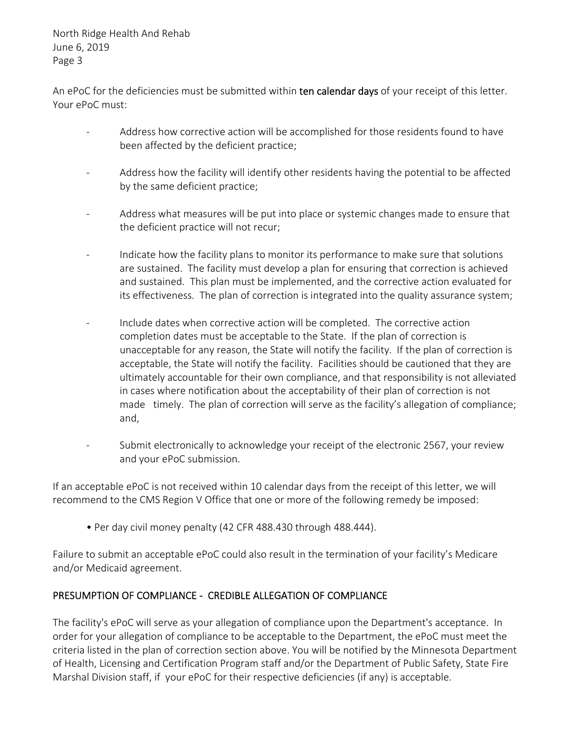An ePoC for the deficiencies must be submitted within **ten calendar days** of your receipt of this letter. Your ePoC must:

- Address how corrective action will be accomplished for those residents found to have been affected by the deficient practice;
- Address how the facility will identify other residents having the potential to be affected by the same deficient practice;
- Address what measures will be put into place or systemic changes made to ensure that the deficient practice will not recur;
- Indicate how the facility plans to monitor its performance to make sure that solutions are sustained. The facility must develop a plan for ensuring that correction is achieved and sustained. This plan must be implemented, and the corrective action evaluated for its effectiveness. The plan of correction is integrated into the quality assurance system;
- Include dates when corrective action will be completed. The corrective action completion dates must be acceptable to the State. If the plan of correction is unacceptable for any reason, the State will notify the facility. If the plan of correction is acceptable, the State will notify the facility. Facilities should be cautioned that they are ultimately accountable for their own compliance, and that responsibility is not alleviated in cases where notification about the acceptability of their plan of correction is not made timely. The plan of correction will serve as the facility's allegation of compliance; and,
- Submit electronically to acknowledge your receipt of the electronic 2567, your review and your ePoC submission.

If an acceptable ePoC is not received within 10 calendar days from the receipt of this letter, we will recommend to the CMS Region V Office that one or more of the following remedy be imposed:

- Per day civil money penalty (42 CFR 488.430 through 488.444).

Failure to submit an acceptable ePoC could also result in the termination of your facility's Medicare and/or Medicaid agreement.

## PRESUMPTION OF COMPLIANCE - CREDIBLE ALLEGATION OF COMPLIANCE

The facility's ePoC will serve as your allegation of compliance upon the Department's acceptance. In order for your allegation of compliance to be acceptable to the Department, the ePoC must meet the criteria listed in the plan of correction section above. You will be notified by the Minnesota Department of Health, Licensing and Certification Program staff and/or the Department of Public Safety, State Fire Marshal Division staff, if your ePoC for their respective deficiencies (if any) is acceptable.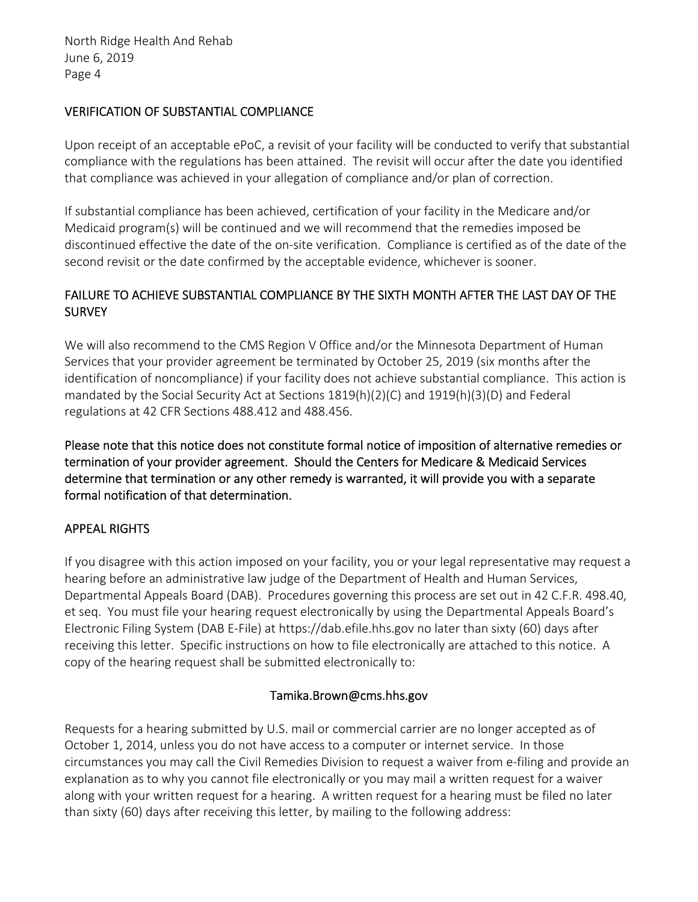## VERIFICATION OF SUBSTANTIAL COMPLIANCE

Upon receipt of an acceptable ePoC, a revisit of your facility will be conducted to verify that substantial compliance with the regulations has been attained. The revisit will occur after the date you identified that compliance was achieved in your allegation of compliance and/or plan of correction.

If substantial compliance has been achieved, certification of your facility in the Medicare and/or Medicaid program(s) will be continued and we will recommend that the remedies imposed be discontinued effective the date of the on-site verification. Compliance is certified as of the date of the second revisit or the date confirmed by the acceptable evidence, whichever is sooner.

## FAILURE TO ACHIEVE SUBSTANTIAL COMPLIANCE BY THE SIXTH MONTH AFTER THE LAST DAY OF THE SURVEY

We will also recommend to the CMS Region V Office and/or the Minnesota Department of Human Services that your provider agreement be terminated by October 25, 2019 (six months after the identification of noncompliance) if your facility does not achieve substantial compliance. This action is mandated by the Social Security Act at Sections 1819(h)(2)(C) and 1919(h)(3)(D) and Federal regulations at 42 CFR Sections 488.412 and 488.456.

**Please note that this notice does not constitute formal notice of imposition of alternative remedies or termination of your provider agreement. Should the Centers for Medicare & Medicaid Services determine that termination or any other remedy is warranted, it will provide you with a separate formal notification of that determination.**

## APPEAL RIGHTS

If you disagree with this action imposed on your facility, you or your legal representative may request a hearing before an administrative law judge of the Department of Health and Human Services, Departmental Appeals Board (DAB). Procedures governing this process are set out in 42 C.F.R. 498.40, et seq. You must file your hearing request electronically by using the Departmental Appeals Board's Electronic Filing System (DAB E-File) at https://dab.efile.hhs.gov no later than sixty (60) days after receiving this letter. Specific instructions on how to file electronically are attached to this notice. A copy of the hearing request shall be submitted electronically to:

Tamika.Brown@cms.hhs.gov

Requests for a hearing submitted by U.S. mail or commercial carrier are no longer accepted as of October 1, 2014, unless you do not have access to a computer or internet service. In those circumstances you may call the Civil Remedies Division to request a waiver from e-filing and provide an explanation as to why you cannot file electronically or you may mail a written request for a waiver along with your written request for a hearing. A written request for a hearing must be filed no later than sixty (60) days after receiving this letter, by mailing to the following address: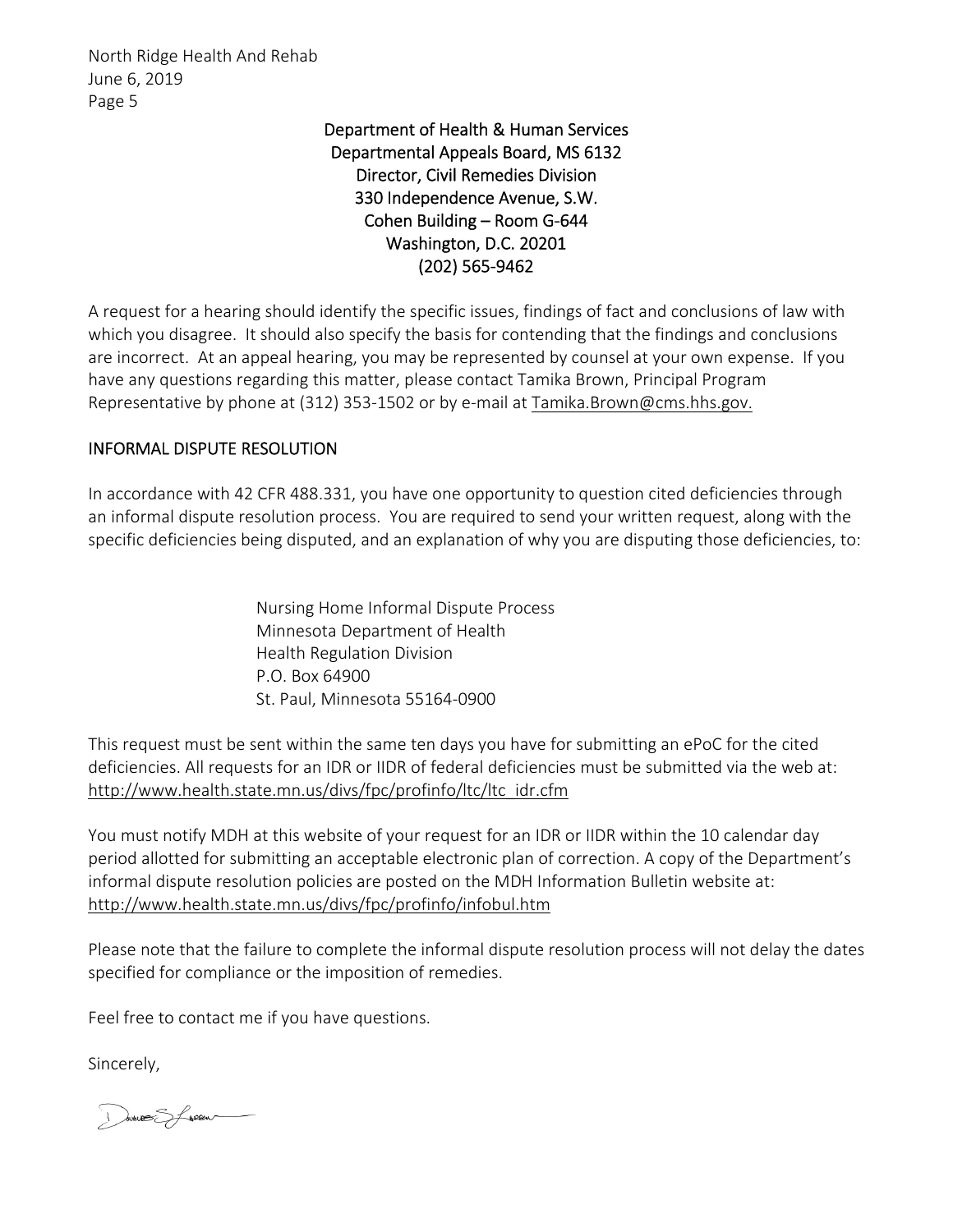Department of Health & Human Services
Departmental Appeals Board, MS 6132
Director, Civil Remedies Division
330 Independence Avenue, S.W.
Cohen Building – Room G-644
Washington, D.C. 20201
(202) 565-9462

A request for a hearing should identify the specific issues, findings of fact and conclusions of law with which you disagree. It should also specify the basis for contending that the findings and conclusions are incorrect. At an appeal hearing, you may be represented by counsel at your own expense. If you have any questions regarding this matter, please contact Tamika Brown, Principal Program Representative by phone at (312) 353-1502 or by e-mail at Tamika.Brown@cms.hhs.gov.

## INFORMAL DISPUTE RESOLUTION

In accordance with 42 CFR 488.331, you have one opportunity to question cited deficiencies through an informal dispute resolution process. You are required to send your written request, along with the specific deficiencies being disputed, and an explanation of why you are disputing those deficiencies, to:

Nursing Home Informal Dispute Process
Minnesota Department of Health
Health Regulation Division
P.O. Box 64900
St. Paul, Minnesota 55164-0900

This request must be sent within the same ten days you have for submitting an ePoC for the cited deficiencies. All requests for an IDR or IIDR of federal deficiencies must be submitted via the web at: http://www.health.state.mn.us/divs/fpc/profinfo/ltc/ltc_idr.cfm

You must notify MDH at this website of your request for an IDR or IIDR within the 10 calendar day period allotted for submitting an acceptable electronic plan of correction. A copy of the Department's informal dispute resolution policies are posted on the MDH Information Bulletin website at: http://www.health.state.mn.us/divs/fpc/profinfo/infobul.htm

Please note that the failure to complete the informal dispute resolution process will not delay the dates specified for compliance or the imposition of remedies.

Feel free to contact me if you have questions.

Sincerely,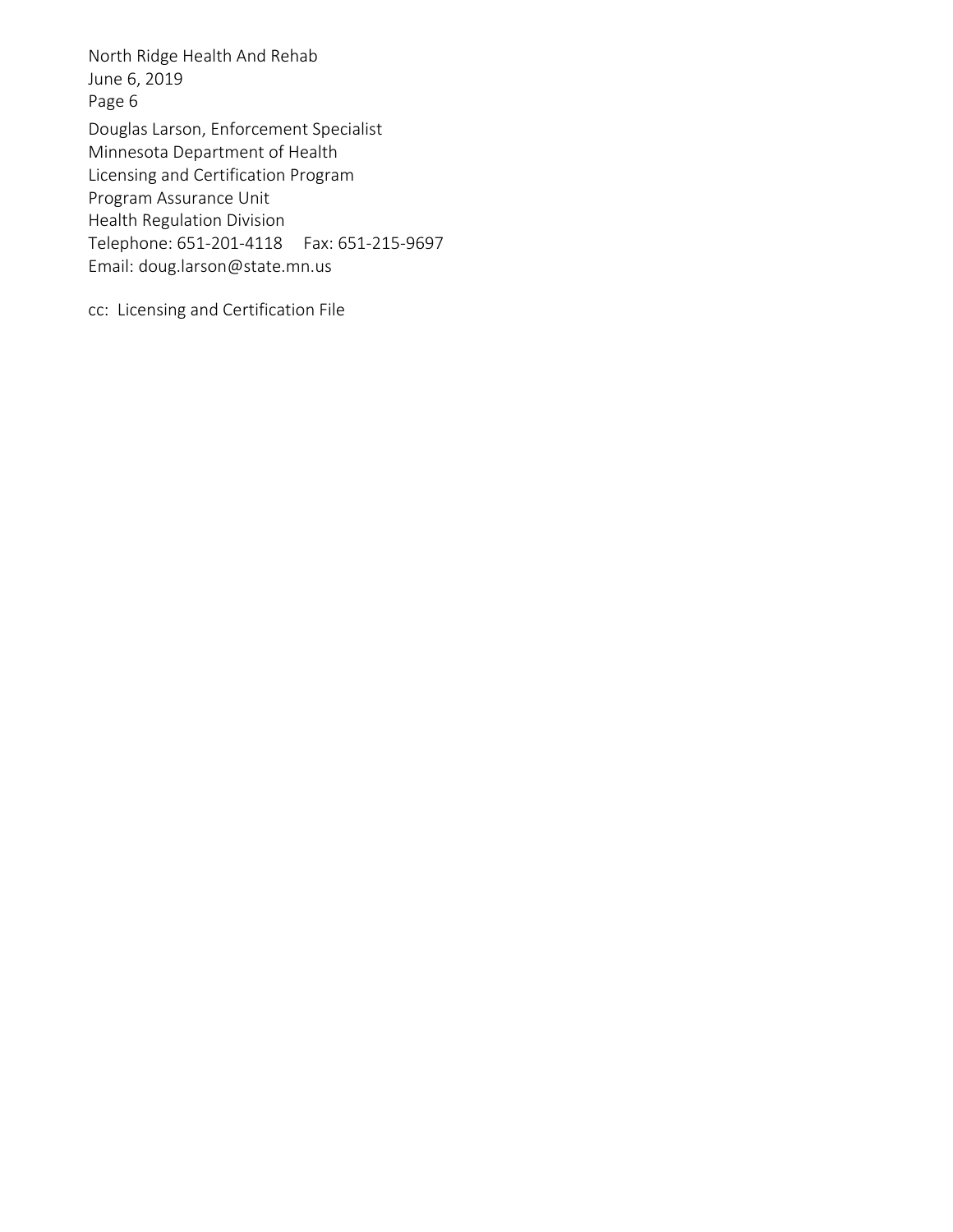Douglas Larson, Enforcement Specialist
Minnesota Department of Health
Licensing and Certification Program
Program Assurance Unit
Health Regulation Division
Telephone: 651-201-4118  Fax: 651-215-9697
Email: doug.larson@state.mn.us

cc: Licensing and Certification File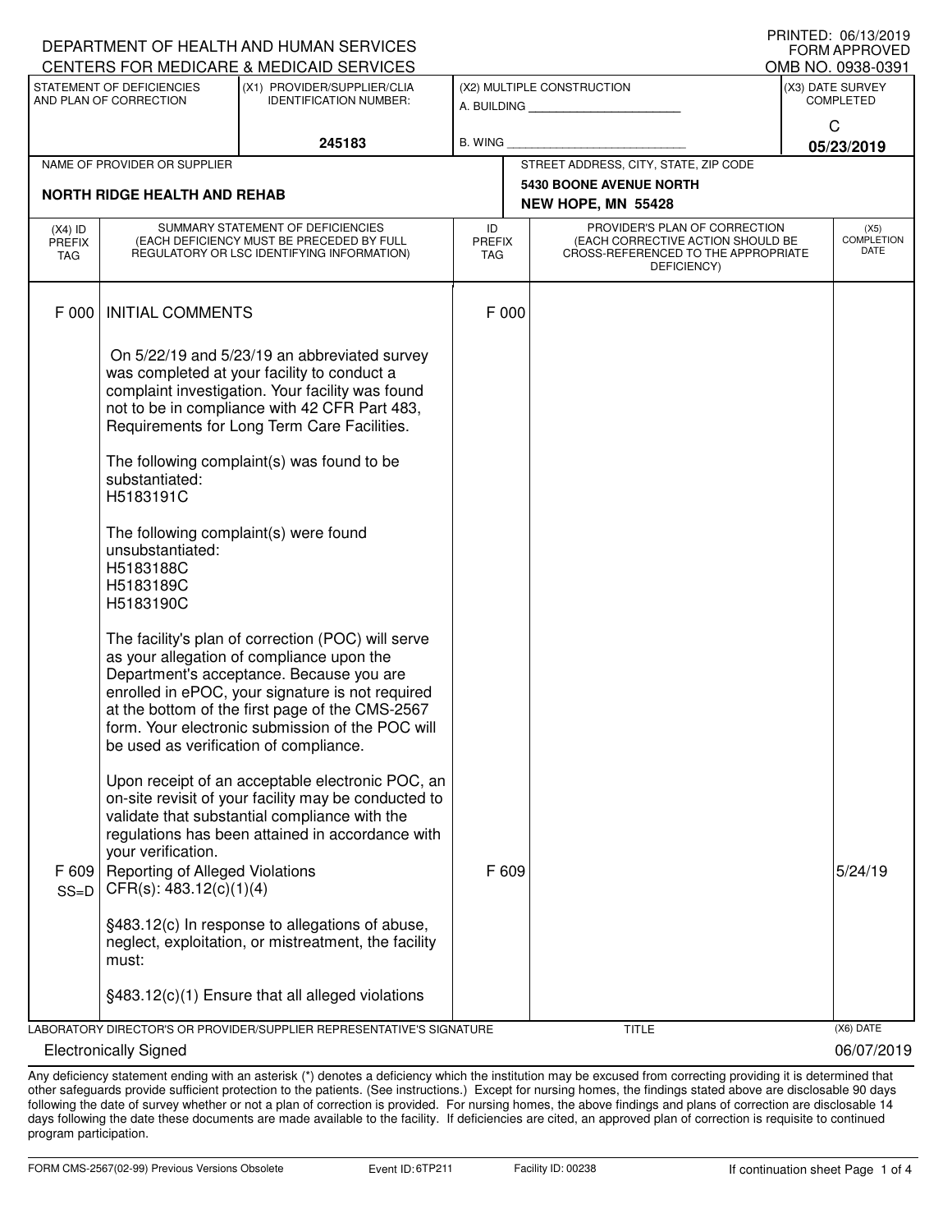DEPARTMENT OF HEALTH AND HUMAN SERVICES
CENTERS FOR MEDICARE & MEDICAID SERVICES

PRINTED: 06/13/2019
FORM APPROVED
OMB NO. 0938-0391

| STATEMENT OF DEFICIENCIES AND PLAN OF CORRECTION | (X1) PROVIDER/SUPPLIER/CLIA IDENTIFICATION NUMBER: | (X2) MULTIPLE CONSTRUCTION | (X3) DATE SURVEY COMPLETED |
|---|---|---|---|
| | 245183 | A. BUILDING ______ B. WING ______ | C 05/23/2019 |

| NAME OF PROVIDER OR SUPPLIER | STREET ADDRESS, CITY, STATE, ZIP CODE |
|---|---|
| **NORTH RIDGE HEALTH AND REHAB** | **5430 BOONE AVENUE NORTH NEW HOPE, MN 55428** |

| (X4) ID PREFIX TAG | SUMMARY STATEMENT OF DEFICIENCIES (EACH DEFICIENCY MUST BE PRECEDED BY FULL REGULATORY OR LSC IDENTIFYING INFORMATION) | ID PREFIX TAG | PROVIDER'S PLAN OF CORRECTION (EACH CORRECTIVE ACTION SHOULD BE CROSS-REFERENCED TO THE APPROPRIATE DEFICIENCY) | (X5) COMPLETION DATE |
|---|---|---|---|---|
| F 000 | INITIAL COMMENTS<br><br>On 5/22/19 and 5/23/19 an abbreviated survey was completed at your facility to conduct a complaint investigation. Your facility was found not to be in compliance with 42 CFR Part 483, Requirements for Long Term Care Facilities.<br><br>The following complaint(s) was found to be substantiated:<br>H5183191C<br><br>The following complaint(s) were found unsubstantiated:<br>H5183188C<br>H5183189C<br>H5183190C<br><br>The facility's plan of correction (POC) will serve as your allegation of compliance upon the Department's acceptance. Because you are enrolled in ePOC, your signature is not required at the bottom of the first page of the CMS-2567 form. Your electronic submission of the POC will be used as verification of compliance.<br><br>Upon receipt of an acceptable electronic POC, an on-site revisit of your facility may be conducted to validate that substantial compliance with the regulations has been attained in accordance with your verification. | F 000 | | |
| F 609 SS=D | Reporting of Alleged Violations<br>CFR(s): 483.12(c)(1)(4)<br><br>§483.12(c) In response to allegations of abuse, neglect, exploitation, or mistreatment, the facility must:<br><br>§483.12(c)(1) Ensure that all alleged violations | F 609 | | 5/24/19 |

LABORATORY DIRECTOR'S OR PROVIDER/SUPPLIER REPRESENTATIVE'S SIGNATURE: Electronically Signed
TITLE:
(X6) DATE: 06/07/2019

Any deficiency statement ending with an asterisk (*) denotes a deficiency which the institution may be excused from correcting providing it is determined that other safeguards provide sufficient protection to the patients. (See instructions.) Except for nursing homes, the findings stated above are disclosable 90 days following the date of survey whether or not a plan of correction is provided. For nursing homes, the above findings and plans of correction are disclosable 14 days following the date these documents are made available to the facility. If deficiencies are cited, an approved plan of correction is requisite to continued program participation.

FORM CMS-2567(02-99) Previous Versions Obsolete Event ID: 6TP211 Facility ID: 00238 If continuation sheet Page 1 of 4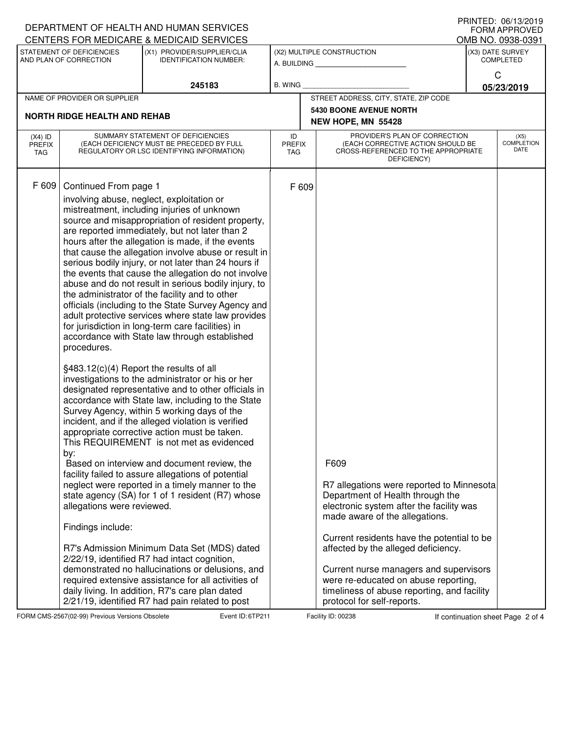DEPARTMENT OF HEALTH AND HUMAN SERVICES
CENTERS FOR MEDICARE & MEDICAID SERVICES

PRINTED: 06/13/2019
FORM APPROVED
OMB NO. 0938-0391

| STATEMENT OF DEFICIENCIES AND PLAN OF CORRECTION | (X1) PROVIDER/SUPPLIER/CLIA IDENTIFICATION NUMBER: | (X2) MULTIPLE CONSTRUCTION | (X3) DATE SURVEY COMPLETED |
|---|---|---|---|
| | 245183 | A. BUILDING ______ B. WING ______ | C 05/23/2019 |

| NAME OF PROVIDER OR SUPPLIER | STREET ADDRESS, CITY, STATE, ZIP CODE |
|---|---|
| NORTH RIDGE HEALTH AND REHAB | 5430 BOONE AVENUE NORTH NEW HOPE, MN 55428 |

| (X4) ID PREFIX TAG | SUMMARY STATEMENT OF DEFICIENCIES (EACH DEFICIENCY MUST BE PRECEDED BY FULL REGULATORY OR LSC IDENTIFYING INFORMATION) | ID PREFIX TAG | PROVIDER'S PLAN OF CORRECTION (EACH CORRECTIVE ACTION SHOULD BE CROSS-REFERENCED TO THE APPROPRIATE DEFICIENCY) | (X5) COMPLETION DATE |
|---|---|---|---|---|
| F 609 | Continued From page 1<br>involving abuse, neglect, exploitation or mistreatment, including injuries of unknown source and misappropriation of resident property, are reported immediately, but not later than 2 hours after the allegation is made, if the events that cause the allegation involve abuse or result in serious bodily injury, or not later than 24 hours if the events that cause the allegation do not involve abuse and do not result in serious bodily injury, to the administrator of the facility and to other officials (including to the State Survey Agency and adult protective services where state law provides for jurisdiction in long-term care facilities) in accordance with State law through established procedures.<br><br>§483.12(c)(4) Report the results of all investigations to the administrator or his or her designated representative and to other officials in accordance with State law, including to the State Survey Agency, within 5 working days of the incident, and if the alleged violation is verified appropriate corrective action must be taken.<br>This REQUIREMENT is not met as evidenced by:<br>Based on interview and document review, the facility failed to assure allegations of potential neglect were reported in a timely manner to the state agency (SA) for 1 of 1 resident (R7) whose allegations were reviewed.<br><br>Findings include:<br><br>R7's Admission Minimum Data Set (MDS) dated 2/22/19, identified R7 had intact cognition, demonstrated no hallucinations or delusions, and required extensive assistance for all activities of daily living. In addition, R7's care plan dated 2/21/19, identified R7 had pain related to post | F 609 | F609<br><br>R7 allegations were reported to Minnesota Department of Health through the electronic system after the facility was made aware of the allegations.<br><br>Current residents have the potential to be affected by the alleged deficiency.<br><br>Current nurse managers and supervisors were re-educated on abuse reporting, timeliness of abuse reporting, and facility protocol for self-reports. | |

FORM CMS-2567(02-99) Previous Versions Obsolete Event ID: 6TP211 Facility ID: 00238 If continuation sheet Page 2 of 4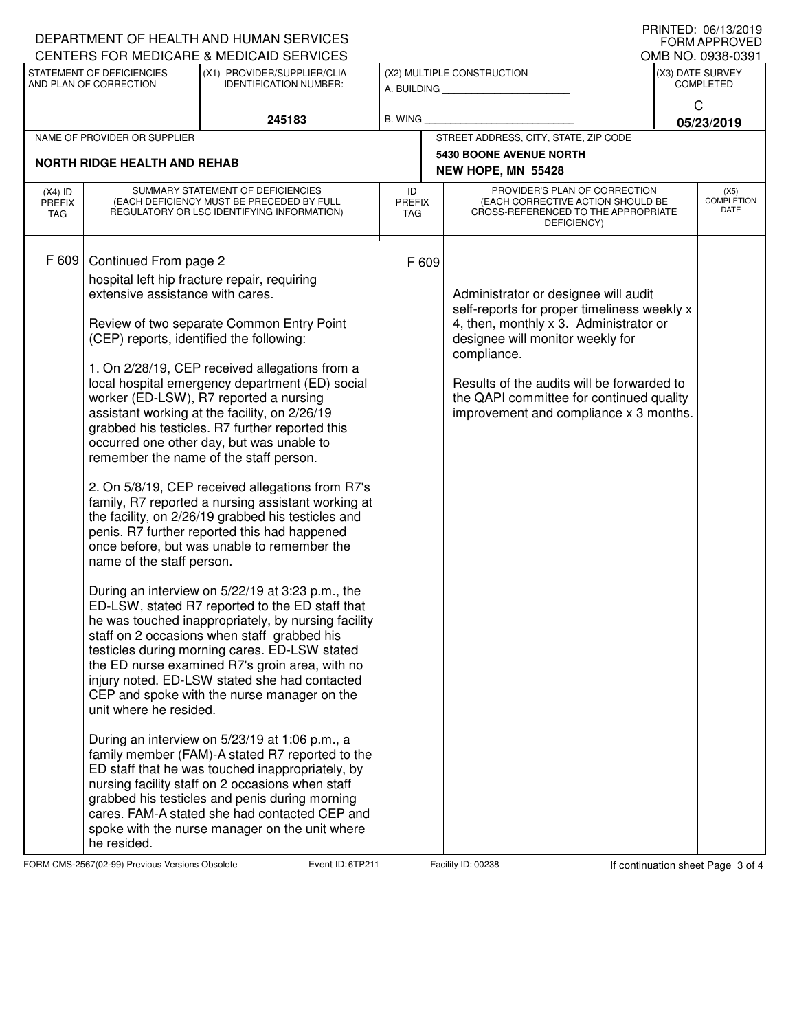DEPARTMENT OF HEALTH AND HUMAN SERVICES
CENTERS FOR MEDICARE & MEDICAID SERVICES

PRINTED: 06/13/2019
FORM APPROVED
OMB NO. 0938-0391

| STATEMENT OF DEFICIENCIES AND PLAN OF CORRECTION | (X1) PROVIDER/SUPPLIER/CLIA IDENTIFICATION NUMBER: | (X2) MULTIPLE CONSTRUCTION | (X3) DATE SURVEY COMPLETED |
|---|---|---|---|
| | 245183 | A. BUILDING ______ B. WING ______ | C 05/23/2019 |

| NAME OF PROVIDER OR SUPPLIER | STREET ADDRESS, CITY, STATE, ZIP CODE |
|---|---|
| NORTH RIDGE HEALTH AND REHAB | 5430 BOONE AVENUE NORTH NEW HOPE, MN 55428 |

| (X4) ID PREFIX TAG | SUMMARY STATEMENT OF DEFICIENCIES (EACH DEFICIENCY MUST BE PRECEDED BY FULL REGULATORY OR LSC IDENTIFYING INFORMATION) | ID PREFIX TAG | PROVIDER'S PLAN OF CORRECTION (EACH CORRECTIVE ACTION SHOULD BE CROSS-REFERENCED TO THE APPROPRIATE DEFICIENCY) | (X5) COMPLETION DATE |
|---|---|---|---|---|
| F 609 | Continued From page 2<br>hospital left hip fracture repair, requiring extensive assistance with cares.<br><br>Review of two separate Common Entry Point (CEP) reports, identified the following:<br><br>1. On 2/28/19, CEP received allegations from a local hospital emergency department (ED) social worker (ED-LSW), R7 reported a nursing assistant working at the facility, on 2/26/19 grabbed his testicles. R7 further reported this occurred one other day, but was unable to remember the name of the staff person.<br><br>2. On 5/8/19, CEP received allegations from R7's family, R7 reported a nursing assistant working at the facility, on 2/26/19 grabbed his testicles and penis. R7 further reported this had happened once before, but was unable to remember the name of the staff person.<br><br>During an interview on 5/22/19 at 3:23 p.m., the ED-LSW, stated R7 reported to the ED staff that he was touched inappropriately, by nursing facility staff on 2 occasions when staff grabbed his testicles during morning cares. ED-LSW stated the ED nurse examined R7's groin area, with no injury noted. ED-LSW stated she had contacted CEP and spoke with the nurse manager on the unit where he resided.<br><br>During an interview on 5/23/19 at 1:06 p.m., a family member (FAM)-A stated R7 reported to the ED staff that he was touched inappropriately, by nursing facility staff on 2 occasions when staff grabbed his testicles and penis during morning cares. FAM-A stated she had contacted CEP and spoke with the nurse manager on the unit where he resided. | F 609 | Administrator or designee will audit self-reports for proper timeliness weekly x 4, then, monthly x 3. Administrator or designee will monitor weekly for compliance.<br><br>Results of the audits will be forwarded to the QAPI committee for continued quality improvement and compliance x 3 months. | |

FORM CMS-2567(02-99) Previous Versions Obsolete Event ID: 6TP211 Facility ID: 00238 If continuation sheet Page 3 of 4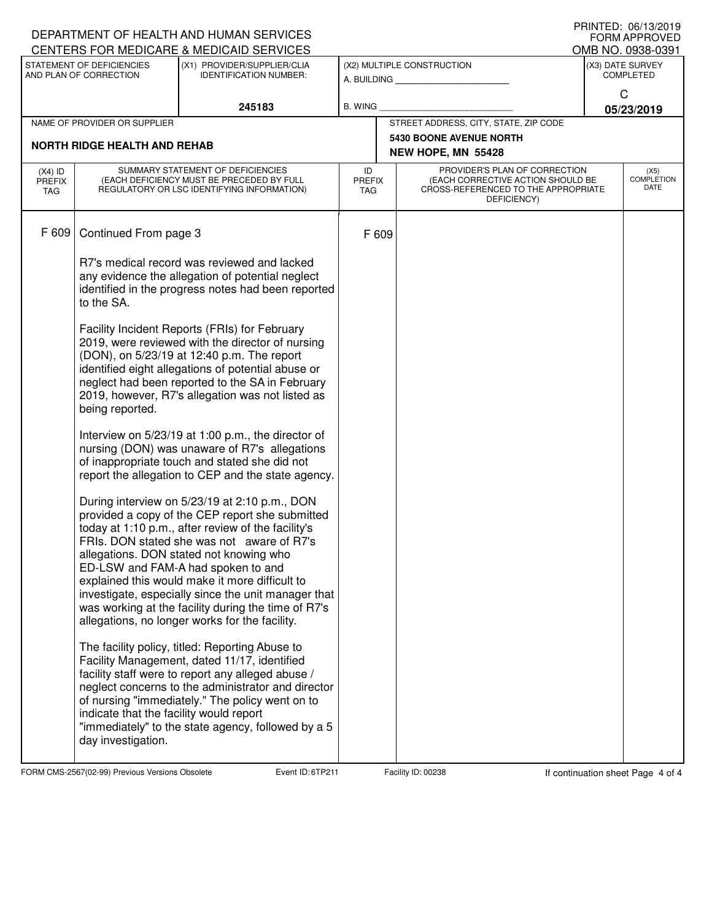DEPARTMENT OF HEALTH AND HUMAN SERVICES
CENTERS FOR MEDICARE & MEDICAID SERVICES

PRINTED: 06/13/2019
FORM APPROVED
OMB NO. 0938-0391

| STATEMENT OF DEFICIENCIES AND PLAN OF CORRECTION | (X1) PROVIDER/SUPPLIER/CLIA IDENTIFICATION NUMBER: | (X2) MULTIPLE CONSTRUCTION | (X3) DATE SURVEY COMPLETED |
|---|---|---|---|
| | 245183 | A. BUILDING ______ B. WING ______ | C 05/23/2019 |

| NAME OF PROVIDER OR SUPPLIER | STREET ADDRESS, CITY, STATE, ZIP CODE |
|---|---|
| NORTH RIDGE HEALTH AND REHAB | 5430 BOONE AVENUE NORTH NEW HOPE, MN 55428 |

| (X4) ID PREFIX TAG | SUMMARY STATEMENT OF DEFICIENCIES (EACH DEFICIENCY MUST BE PRECEDED BY FULL REGULATORY OR LSC IDENTIFYING INFORMATION) | ID PREFIX TAG | PROVIDER'S PLAN OF CORRECTION (EACH CORRECTIVE ACTION SHOULD BE CROSS-REFERENCED TO THE APPROPRIATE DEFICIENCY) | (X5) COMPLETION DATE |
|---|---|---|---|---|
| F 609 | Continued From page 3 | F 609 | | |

R7's medical record was reviewed and lacked any evidence the allegation of potential neglect identified in the progress notes had been reported to the SA.

Facility Incident Reports (FRIs) for February 2019, were reviewed with the director of nursing (DON), on 5/23/19 at 12:40 p.m. The report identified eight allegations of potential abuse or neglect had been reported to the SA in February 2019, however, R7's allegation was not listed as being reported.

Interview on 5/23/19 at 1:00 p.m., the director of nursing (DON) was unaware of R7's allegations of inappropriate touch and stated she did not report the allegation to CEP and the state agency.

During interview on 5/23/19 at 2:10 p.m., DON provided a copy of the CEP report she submitted today at 1:10 p.m., after review of the facility's FRIs. DON stated she was not aware of R7's allegations. DON stated not knowing who ED-LSW and FAM-A had spoken to and explained this would make it more difficult to investigate, especially since the unit manager that was working at the facility during the time of R7's allegations, no longer works for the facility.

The facility policy, titled: Reporting Abuse to Facility Management, dated 11/17, identified facility staff were to report any alleged abuse / neglect concerns to the administrator and director of nursing "immediately." The policy went on to indicate that the facility would report "immediately" to the state agency, followed by a 5 day investigation.

FORM CMS-2567(02-99) Previous Versions Obsolete Event ID: 6TP211 Facility ID: 00238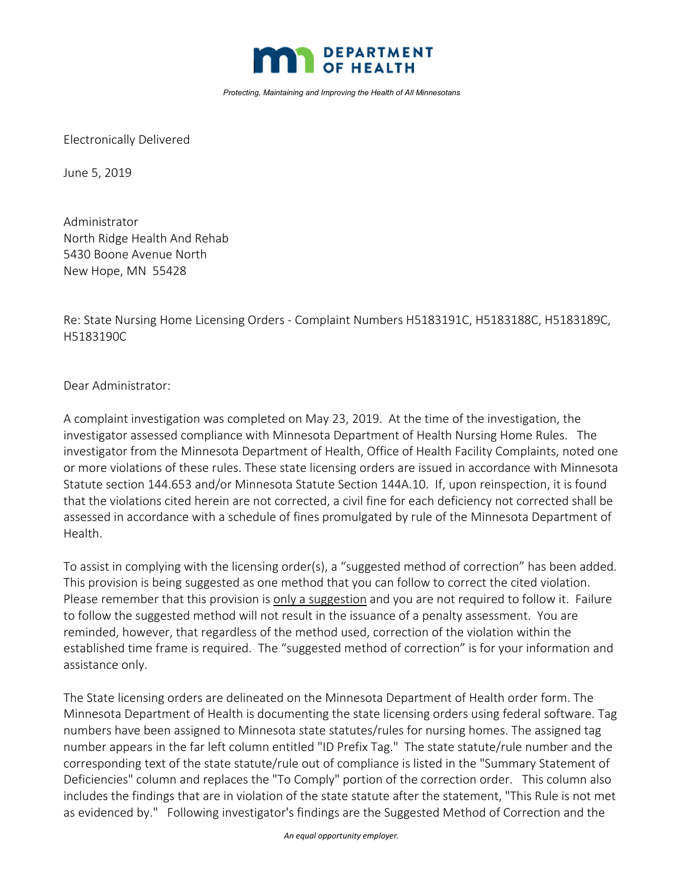**DEPARTMENT OF HEALTH**

*Protecting, Maintaining and Improving the Health of All Minnesotans*

Electronically Delivered

June 5, 2019

Administrator
North Ridge Health And Rehab
5430 Boone Avenue North
New Hope, MN 55428

Re: State Nursing Home Licensing Orders - Complaint Numbers H5183191C, H5183188C, H5183189C, H5183190C

Dear Administrator:

A complaint investigation was completed on May 23, 2019. At the time of the investigation, the investigator assessed compliance with Minnesota Department of Health Nursing Home Rules. The investigator from the Minnesota Department of Health, Office of Health Facility Complaints, noted one or more violations of these rules. These state licensing orders are issued in accordance with Minnesota Statute section 144.653 and/or Minnesota Statute Section 144A.10. If, upon reinspection, it is found that the violations cited herein are not corrected, a civil fine for each deficiency not corrected shall be assessed in accordance with a schedule of fines promulgated by rule of the Minnesota Department of Health.

To assist in complying with the licensing order(s), a "suggested method of correction" has been added. This provision is being suggested as one method that you can follow to correct the cited violation. Please remember that this provision is only a suggestion and you are not required to follow it. Failure to follow the suggested method will not result in the issuance of a penalty assessment. You are reminded, however, that regardless of the method used, correction of the violation within the established time frame is required. The "suggested method of correction" is for your information and assistance only.

The State licensing orders are delineated on the Minnesota Department of Health order form. The Minnesota Department of Health is documenting the state licensing orders using federal software. Tag numbers have been assigned to Minnesota state statutes/rules for nursing homes. The assigned tag number appears in the far left column entitled "ID Prefix Tag." The state statute/rule number and the corresponding text of the state statute/rule out of compliance is listed in the "Summary Statement of Deficiencies" column and replaces the "To Comply" portion of the correction order. This column also includes the findings that are in violation of the state statute after the statement, "This Rule is not met as evidenced by." Following investigator's findings are the Suggested Method of Correction and the

*An equal opportunity employer.*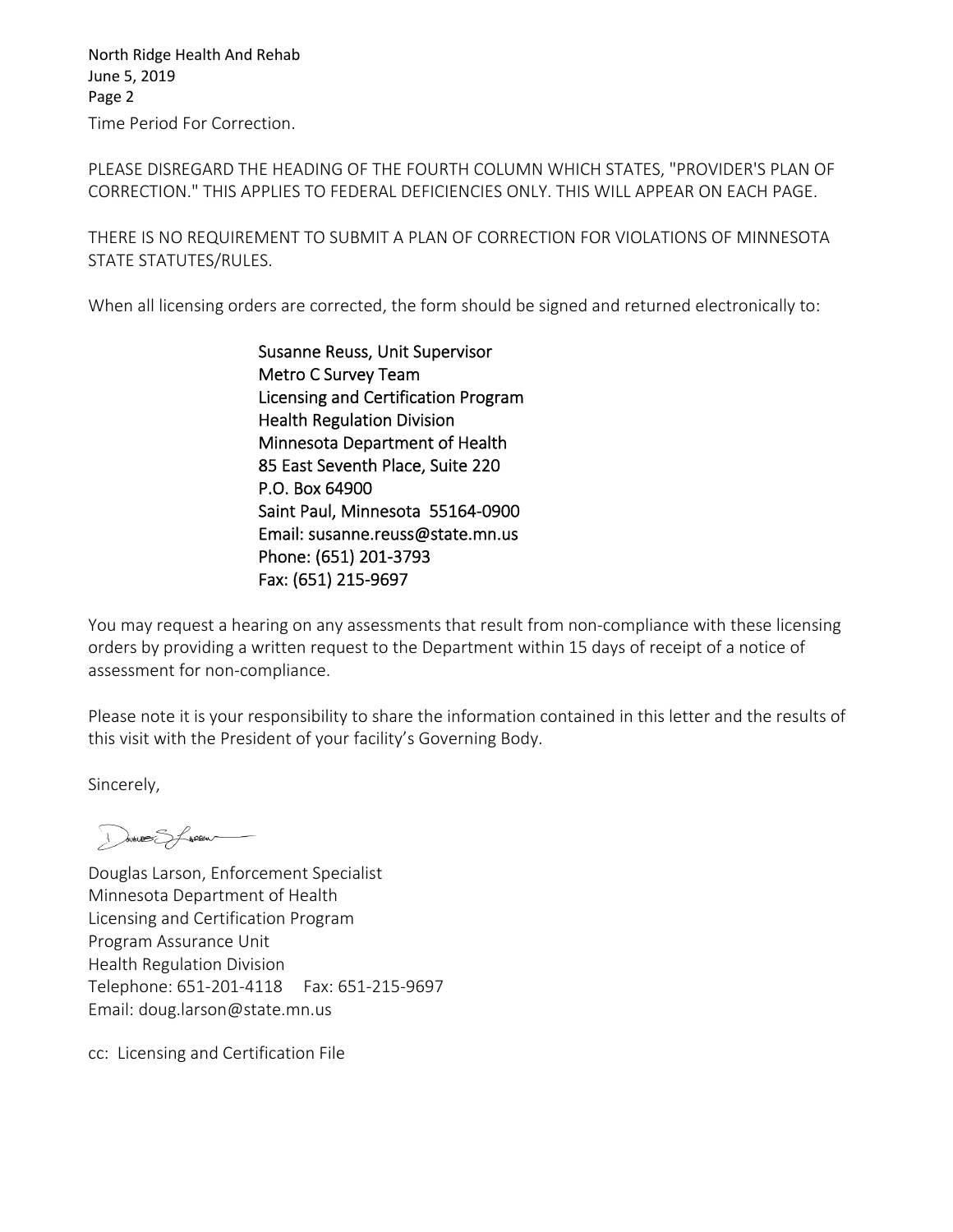Time Period For Correction.

PLEASE DISREGARD THE HEADING OF THE FOURTH COLUMN WHICH STATES, "PROVIDER'S PLAN OF CORRECTION." THIS APPLIES TO FEDERAL DEFICIENCIES ONLY. THIS WILL APPEAR ON EACH PAGE.

THERE IS NO REQUIREMENT TO SUBMIT A PLAN OF CORRECTION FOR VIOLATIONS OF MINNESOTA STATE STATUTES/RULES.

When all licensing orders are corrected, the form should be signed and returned electronically to:

Susanne Reuss, Unit Supervisor
Metro C Survey Team
Licensing and Certification Program
Health Regulation Division
Minnesota Department of Health
85 East Seventh Place, Suite 220
P.O. Box 64900
Saint Paul, Minnesota 55164-0900
Email: susanne.reuss@state.mn.us
Phone: (651) 201-3793
Fax: (651) 215-9697

You may request a hearing on any assessments that result from non-compliance with these licensing orders by providing a written request to the Department within 15 days of receipt of a notice of assessment for non-compliance.

Please note it is your responsibility to share the information contained in this letter and the results of this visit with the President of your facility's Governing Body.

Sincerely,

Douglas Larson, Enforcement Specialist
Minnesota Department of Health
Licensing and Certification Program
Program Assurance Unit
Health Regulation Division
Telephone: 651-201-4118 Fax: 651-215-9697
Email: doug.larson@state.mn.us

cc: Licensing and Certification File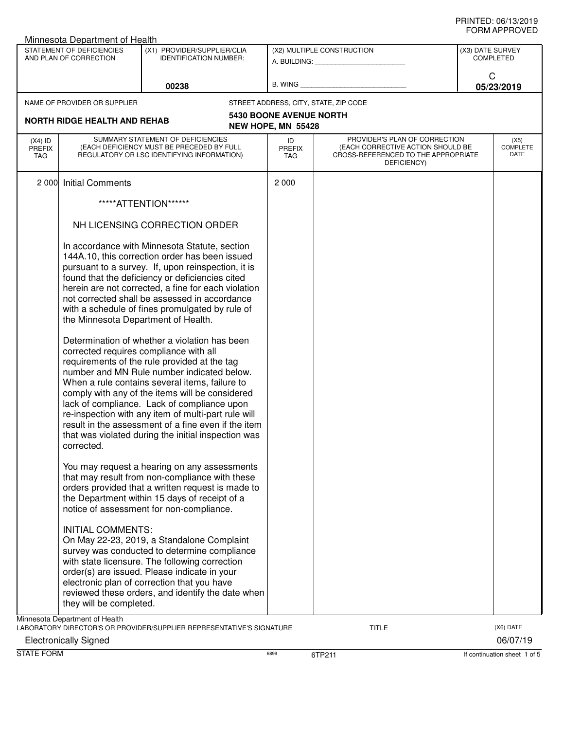PRINTED: 06/13/2019
FORM APPROVED

Minnesota Department of Health

| STATEMENT OF DEFICIENCIES AND PLAN OF CORRECTION | (X1) PROVIDER/SUPPLIER/CLIA IDENTIFICATION NUMBER: | (X2) MULTIPLE CONSTRUCTION | (X3) DATE SURVEY COMPLETED |
|---|---|---|---|
| | 00238 | A. BUILDING: ______ B. WING ______ | C 05/23/2019 |

NAME OF PROVIDER OR SUPPLIER: **NORTH RIDGE HEALTH AND REHAB**

STREET ADDRESS, CITY, STATE, ZIP CODE: **5430 BOONE AVENUE NORTH NEW HOPE, MN 55428**

| (X4) ID PREFIX TAG | SUMMARY STATEMENT OF DEFICIENCIES (EACH DEFICIENCY MUST BE PRECEDED BY FULL REGULATORY OR LSC IDENTIFYING INFORMATION) | ID PREFIX TAG | PROVIDER'S PLAN OF CORRECTION (EACH CORRECTIVE ACTION SHOULD BE CROSS-REFERENCED TO THE APPROPRIATE DEFICIENCY) | (X5) COMPLETE DATE |
|---|---|---|---|---|
| 2 000 | Initial Comments | 2 000 | | |

*****ATTENTION******

NH LICENSING CORRECTION ORDER

In accordance with Minnesota Statute, section 144A.10, this correction order has been issued pursuant to a survey. If, upon reinspection, it is found that the deficiency or deficiencies cited herein are not corrected, a fine for each violation not corrected shall be assessed in accordance with a schedule of fines promulgated by rule of the Minnesota Department of Health.

Determination of whether a violation has been corrected requires compliance with all requirements of the rule provided at the tag number and MN Rule number indicated below. When a rule contains several items, failure to comply with any of the items will be considered lack of compliance. Lack of compliance upon re-inspection with any item of multi-part rule will result in the assessment of a fine even if the item that was violated during the initial inspection was corrected.

You may request a hearing on any assessments that may result from non-compliance with these orders provided that a written request is made to the Department within 15 days of receipt of a notice of assessment for non-compliance.

INITIAL COMMENTS:
On May 22-23, 2019, a Standalone Complaint survey was conducted to determine compliance with state licensure. The following correction order(s) are issued. Please indicate in your electronic plan of correction that you have reviewed these orders, and identify the date when they will be completed.

Minnesota Department of Health
LABORATORY DIRECTOR'S OR PROVIDER/SUPPLIER REPRESENTATIVE'S SIGNATURE: Electronically Signed
TITLE:
(X6) DATE: 06/07/19

STATE FORM 6899 6TP211 If continuation sheet 1 of 5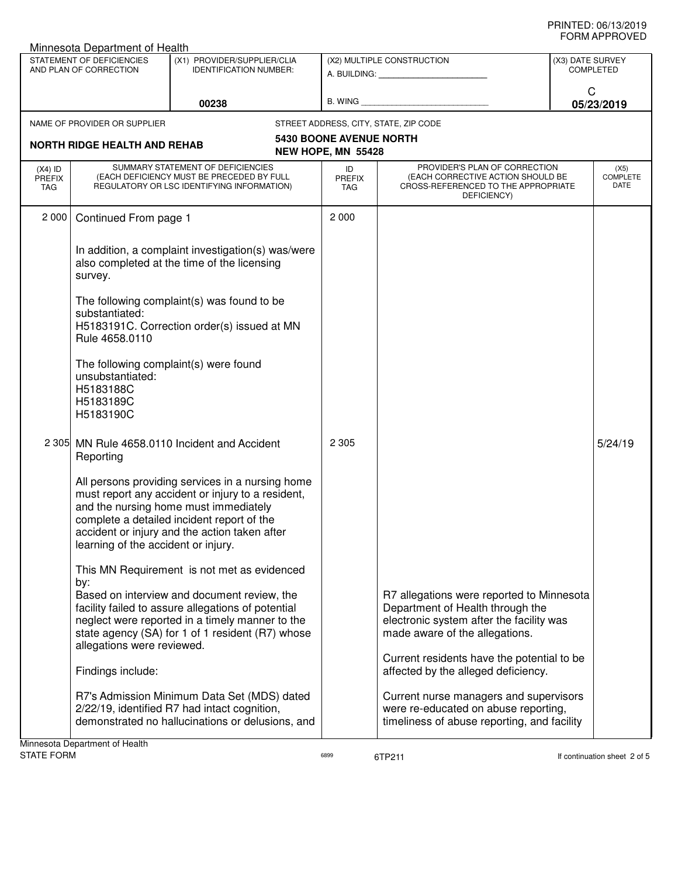Minnesota Department of Health

| STATEMENT OF DEFICIENCIES AND PLAN OF CORRECTION | (X1) PROVIDER/SUPPLIER/CLIA IDENTIFICATION NUMBER: | (X2) MULTIPLE CONSTRUCTION | (X3) DATE SURVEY COMPLETED |
|---|---|---|---|
| | 00238 | A. BUILDING: ______ B. WING ______ | C 05/23/2019 |

| NAME OF PROVIDER OR SUPPLIER | STREET ADDRESS, CITY, STATE, ZIP CODE |
|---|---|
| NORTH RIDGE HEALTH AND REHAB | 5430 BOONE AVENUE NORTH NEW HOPE, MN 55428 |

| (X4) ID PREFIX TAG | SUMMARY STATEMENT OF DEFICIENCIES (EACH DEFICIENCY MUST BE PRECEDED BY FULL REGULATORY OR LSC IDENTIFYING INFORMATION) | ID PREFIX TAG | PROVIDER'S PLAN OF CORRECTION (EACH CORRECTIVE ACTION SHOULD BE CROSS-REFERENCED TO THE APPROPRIATE DEFICIENCY) | (X5) COMPLETE DATE |
|---|---|---|---|---|
| 2 000 | Continued From page 1<br><br>In addition, a complaint investigation(s) was/were also completed at the time of the licensing survey.<br><br>The following complaint(s) was found to be substantiated:<br>H5183191C. Correction order(s) issued at MN Rule 4658.0110<br><br>The following complaint(s) were found unsubstantiated:<br>H5183188C<br>H5183189C<br>H5183190C | 2 000 | | |
| 2 305 | MN Rule 4658.0110 Incident and Accident Reporting<br><br>All persons providing services in a nursing home must report any accident or injury to a resident, and the nursing home must immediately complete a detailed incident report of the accident or injury and the action taken after learning of the accident or injury.<br><br>This MN Requirement is not met as evidenced by:<br>Based on interview and document review, the facility failed to assure allegations of potential neglect were reported in a timely manner to the state agency (SA) for 1 of 1 resident (R7) whose allegations were reviewed.<br><br>Findings include:<br><br>R7's Admission Minimum Data Set (MDS) dated 2/22/19, identified R7 had intact cognition, demonstrated no hallucinations or delusions, and | 2 305 | R7 allegations were reported to Minnesota Department of Health through the electronic system after the facility was made aware of the allegations.<br><br>Current residents have the potential to be affected by the alleged deficiency.<br><br>Current nurse managers and supervisors were re-educated on abuse reporting, timeliness of abuse reporting, and facility | 5/24/19 |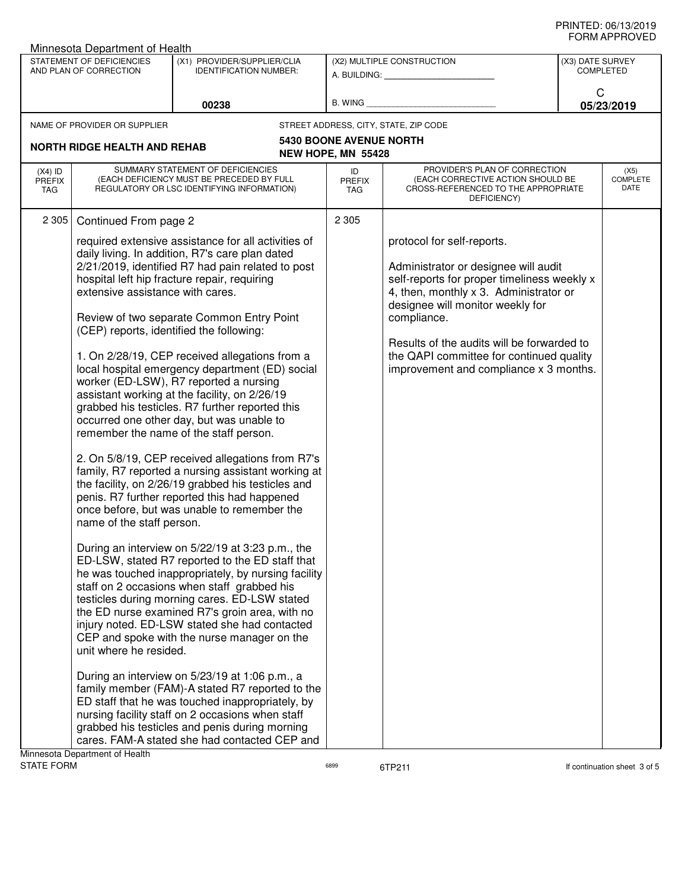Minnesota Department of Health

| STATEMENT OF DEFICIENCIES AND PLAN OF CORRECTION | (X1) PROVIDER/SUPPLIER/CLIA IDENTIFICATION NUMBER: 00238 | (X2) MULTIPLE CONSTRUCTION A. BUILDING: B. WING | (X3) DATE SURVEY COMPLETED C 05/23/2019 |
|---|---|---|---|

NAME OF PROVIDER OR SUPPLIER: **NORTH RIDGE HEALTH AND REHAB**

STREET ADDRESS, CITY, STATE, ZIP CODE: **5430 BOONE AVENUE NORTH NEW HOPE, MN 55428**

| (X4) ID PREFIX TAG | SUMMARY STATEMENT OF DEFICIENCIES (EACH DEFICIENCY MUST BE PRECEDED BY FULL REGULATORY OR LSC IDENTIFYING INFORMATION) | ID PREFIX TAG | PROVIDER'S PLAN OF CORRECTION (EACH CORRECTIVE ACTION SHOULD BE CROSS-REFERENCED TO THE APPROPRIATE DEFICIENCY) | (X5) COMPLETE DATE |
|---|---|---|---|---|
| 2 305 | Continued From page 2<br><br>required extensive assistance for all activities of daily living. In addition, R7's care plan dated 2/21/2019, identified R7 had pain related to post hospital left hip fracture repair, requiring extensive assistance with cares.<br><br>Review of two separate Common Entry Point (CEP) reports, identified the following:<br><br>1. On 2/28/19, CEP received allegations from a local hospital emergency department (ED) social worker (ED-LSW), R7 reported a nursing assistant working at the facility, on 2/26/19 grabbed his testicles. R7 further reported this occurred one other day, but was unable to remember the name of the staff person.<br><br>2. On 5/8/19, CEP received allegations from R7's family, R7 reported a nursing assistant working at the facility, on 2/26/19 grabbed his testicles and penis. R7 further reported this had happened once before, but was unable to remember the name of the staff person.<br><br>During an interview on 5/22/19 at 3:23 p.m., the ED-LSW, stated R7 reported to the ED staff that he was touched inappropriately, by nursing facility staff on 2 occasions when staff grabbed his testicles during morning cares. ED-LSW stated the ED nurse examined R7's groin area, with no injury noted. ED-LSW stated she had contacted CEP and spoke with the nurse manager on the unit where he resided.<br><br>During an interview on 5/23/19 at 1:06 p.m., a family member (FAM)-A stated R7 reported to the ED staff that he was touched inappropriately, by nursing facility staff on 2 occasions when staff grabbed his testicles and penis during morning cares. FAM-A stated she had contacted CEP and | 2 305 | protocol for self-reports.<br><br>Administrator or designee will audit self-reports for proper timeliness weekly x 4, then, monthly x 3. Administrator or designee will monitor weekly for compliance.<br><br>Results of the audits will be forwarded to the QAPI committee for continued quality improvement and compliance x 3 months. | |

Minnesota Department of Health
STATE FORM 6899 6TP211 If continuation sheet 3 of 5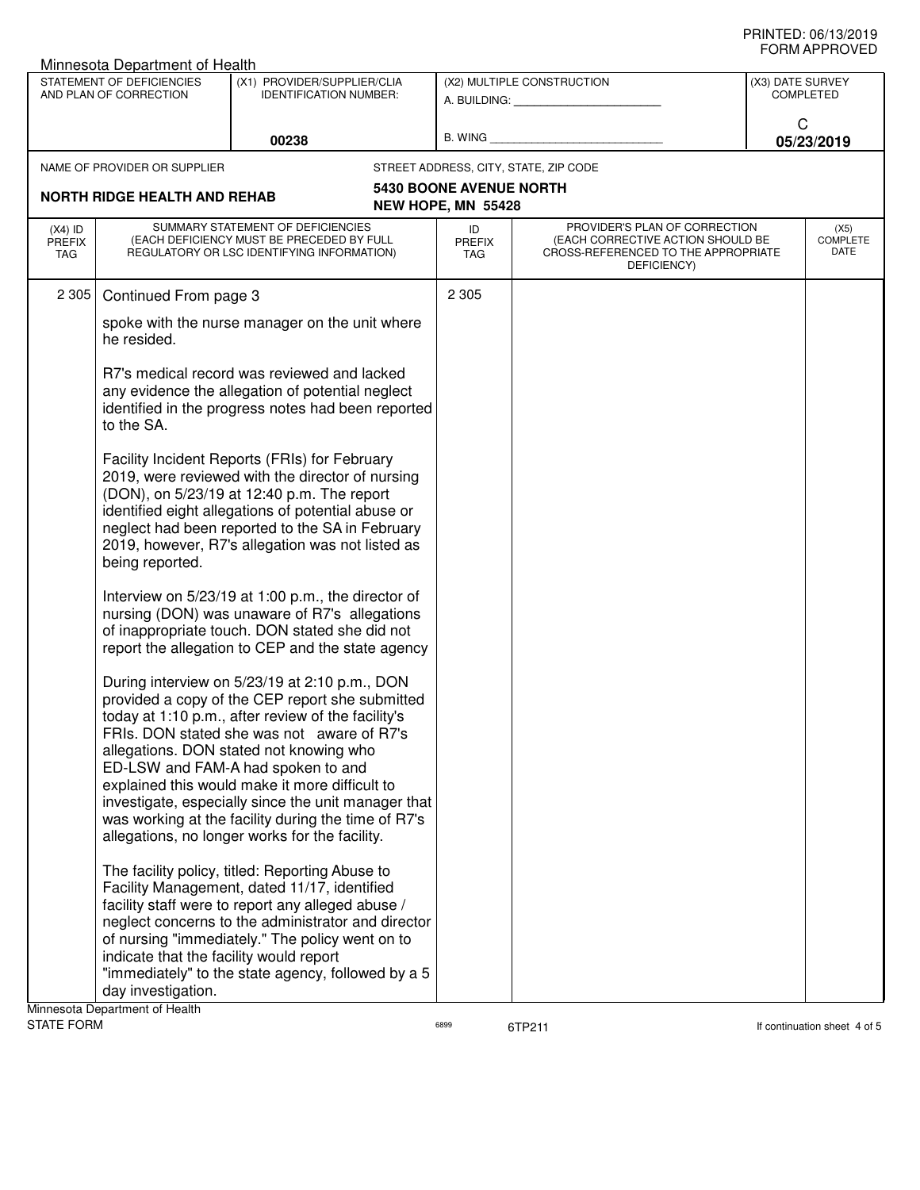PRINTED: 06/13/2019
FORM APPROVED

Minnesota Department of Health

| STATEMENT OF DEFICIENCIES AND PLAN OF CORRECTION | (X1) PROVIDER/SUPPLIER/CLIA IDENTIFICATION NUMBER: | (X2) MULTIPLE CONSTRUCTION | (X3) DATE SURVEY COMPLETED |
|---|---|---|---|
| | 00238 | A. BUILDING: ______ B. WING ______ | C 05/23/2019 |

NAME OF PROVIDER OR SUPPLIER: **NORTH RIDGE HEALTH AND REHAB**

STREET ADDRESS, CITY, STATE, ZIP CODE: **5430 BOONE AVENUE NORTH NEW HOPE, MN 55428**

| (X4) ID PREFIX TAG | SUMMARY STATEMENT OF DEFICIENCIES (EACH DEFICIENCY MUST BE PRECEDED BY FULL REGULATORY OR LSC IDENTIFYING INFORMATION) | ID PREFIX TAG | PROVIDER'S PLAN OF CORRECTION (EACH CORRECTIVE ACTION SHOULD BE CROSS-REFERENCED TO THE APPROPRIATE DEFICIENCY) | (X5) COMPLETE DATE |
|---|---|---|---|---|
| 2 305 | Continued From page 3 | 2 305 | | |

spoke with the nurse manager on the unit where he resided.

R7's medical record was reviewed and lacked any evidence the allegation of potential neglect identified in the progress notes had been reported to the SA.

Facility Incident Reports (FRIs) for February 2019, were reviewed with the director of nursing (DON), on 5/23/19 at 12:40 p.m. The report identified eight allegations of potential abuse or neglect had been reported to the SA in February 2019, however, R7's allegation was not listed as being reported.

Interview on 5/23/19 at 1:00 p.m., the director of nursing (DON) was unaware of R7's allegations of inappropriate touch. DON stated she did not report the allegation to CEP and the state agency

During interview on 5/23/19 at 2:10 p.m., DON provided a copy of the CEP report she submitted today at 1:10 p.m., after review of the facility's FRIs. DON stated she was not aware of R7's allegations. DON stated not knowing who ED-LSW and FAM-A had spoken to and explained this would make it more difficult to investigate, especially since the unit manager that was working at the facility during the time of R7's allegations, no longer works for the facility.

The facility policy, titled: Reporting Abuse to Facility Management, dated 11/17, identified facility staff were to report any alleged abuse / neglect concerns to the administrator and director of nursing "immediately." The policy went on to indicate that the facility would report "immediately" to the state agency, followed by a 5 day investigation.

Minnesota Department of Health
STATE FORM 6899 6TP211 If continuation sheet 4 of 5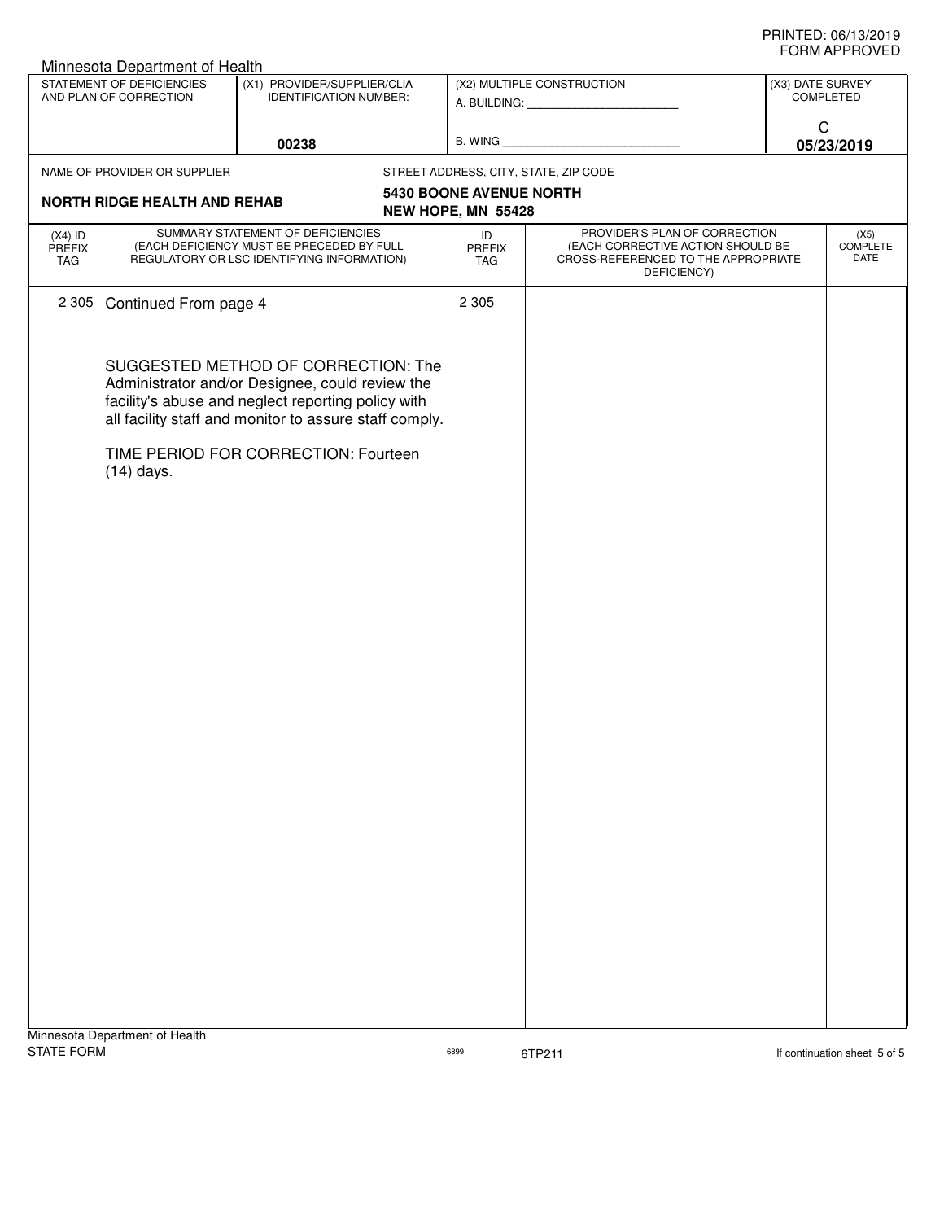PRINTED: 06/13/2019
FORM APPROVED

Minnesota Department of Health

| STATEMENT OF DEFICIENCIES AND PLAN OF CORRECTION | (X1) PROVIDER/SUPPLIER/CLIA IDENTIFICATION NUMBER: | (X2) MULTIPLE CONSTRUCTION | (X3) DATE SURVEY COMPLETED |
|---|---|---|---|
| | 00238 | A. BUILDING: ________ B. WING ________ | C 05/23/2019 |

NAME OF PROVIDER OR SUPPLIER: **NORTH RIDGE HEALTH AND REHAB**

STREET ADDRESS, CITY, STATE, ZIP CODE: **5430 BOONE AVENUE NORTH, NEW HOPE, MN 55428**

| (X4) ID PREFIX TAG | SUMMARY STATEMENT OF DEFICIENCIES (EACH DEFICIENCY MUST BE PRECEDED BY FULL REGULATORY OR LSC IDENTIFYING INFORMATION) | ID PREFIX TAG | PROVIDER'S PLAN OF CORRECTION (EACH CORRECTIVE ACTION SHOULD BE CROSS-REFERENCED TO THE APPROPRIATE DEFICIENCY) | (X5) COMPLETE DATE |
|---|---|---|---|---|
| 2 305 | Continued From page 4<br><br>SUGGESTED METHOD OF CORRECTION: The Administrator and/or Designee, could review the facility's abuse and neglect reporting policy with all facility staff and monitor to assure staff comply.<br><br>TIME PERIOD FOR CORRECTION: Fourteen (14) days. | 2 305 | | |

Minnesota Department of Health
STATE FORM 6899 6TP211 If continuation sheet 5 of 5